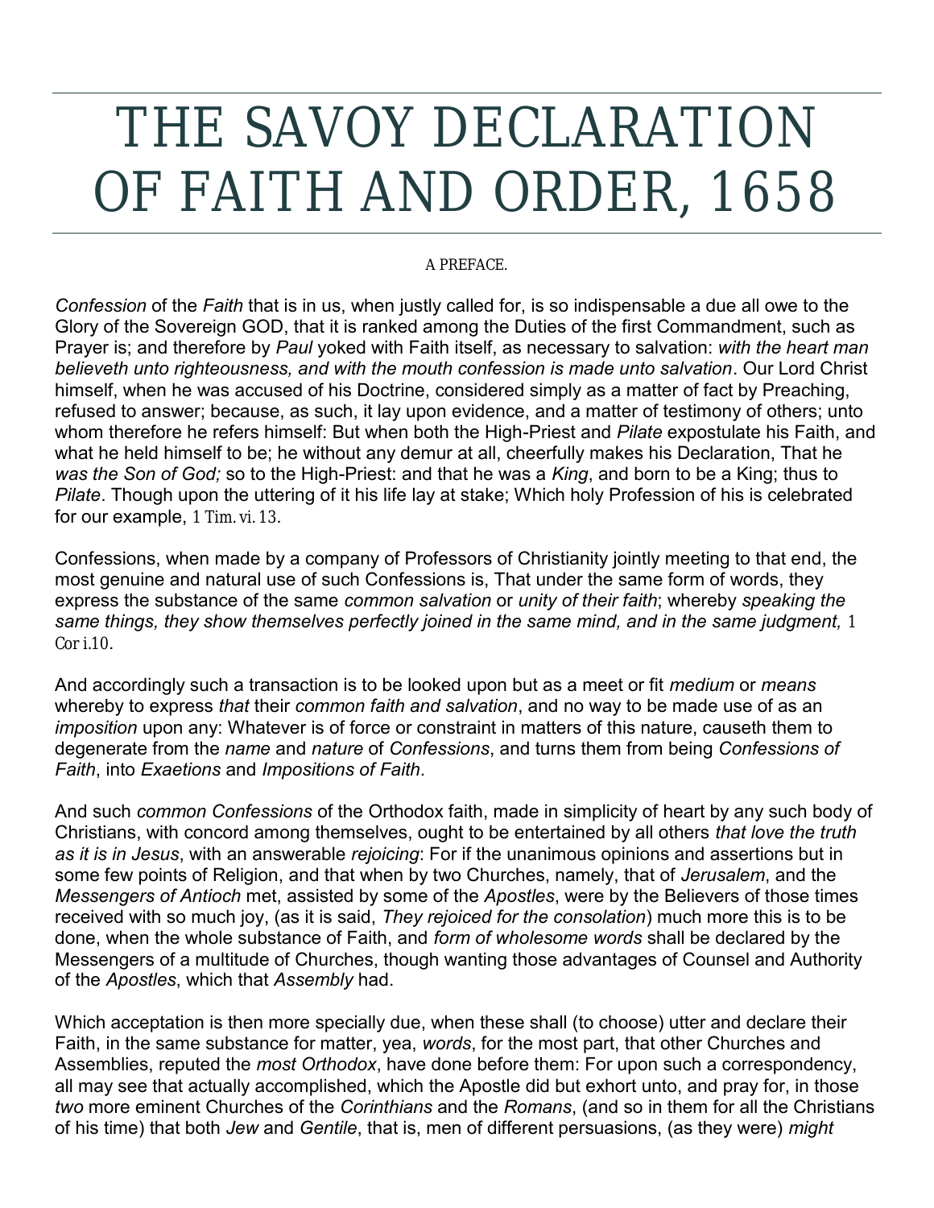# THE SAVOY DECLARATION OF FAITH AND ORDER, 1658

A PREFACE.

*Confession* of the *Faith* that is in us, when justly called for, is so indispensable a due all owe to the Glory of the Sovereign GOD, that it is ranked among the Duties of the first Commandment, such as Prayer is; and therefore by *Paul* yoked with Faith itself, as necessary to salvation: *with the heart man believeth unto righteousness, and with the mouth confession is made unto salvation*. Our Lord Christ himself, when he was accused of his Doctrine, considered simply as a matter of fact by Preaching, refused to answer; because, as such, it lay upon evidence, and a matter of testimony of others; unto whom therefore he refers himself: But when both the High-Priest and *Pilate* expostulate his Faith, and what he held himself to be; he without any demur at all, cheerfully makes his Declaration, That he *was the Son of God;* so to the High-Priest: and that he was a *King*, and born to be a King; thus to *Pilate*. Though upon the uttering of it his life lay at stake; Which holy Profession of his is celebrated for our example, 1 Tim. vi. 13.

Confessions, when made by a company of Professors of Christianity jointly meeting to that end, the most genuine and natural use of such Confessions is, That under the same form of words, they express the substance of the same *common salvation* or *unity of their faith*; whereby *speaking the same things, they show themselves perfectly joined in the same mind, and in the same judgment,* 1 Cor i.10.

And accordingly such a transaction is to be looked upon but as a meet or fit *medium* or *means* whereby to express *that* their *common faith and salvation*, and no way to be made use of as an *imposition* upon any: Whatever is of force or constraint in matters of this nature, causeth them to degenerate from the *name* and *nature* of *Confessions*, and turns them from being *Confessions of Faith*, into *Exaetions* and *Impositions of Faith*.

And such *common Confessions* of the Orthodox faith, made in simplicity of heart by any such body of Christians, with concord among themselves, ought to be entertained by all others *that love the truth as it is in Jesus*, with an answerable *rejoicing*: For if the unanimous opinions and assertions but in some few points of Religion, and that when by two Churches, namely, that of *Jerusalem*, and the *Messengers of Antioch* met, assisted by some of the *Apostles*, were by the Believers of those times received with so much joy, (as it is said, *They rejoiced for the consolation*) much more this is to be done, when the whole substance of Faith, and *form of wholesome words* shall be declared by the Messengers of a multitude of Churches, though wanting those advantages of Counsel and Authority of the *Apostles*, which that *Assembly* had.

Which acceptation is then more specially due, when these shall (to choose) utter and declare their Faith, in the same substance for matter, yea, *words*, for the most part, that other Churches and Assemblies, reputed the *most Orthodox*, have done before them: For upon such a correspondency, all may see that actually accomplished, which the Apostle did but exhort unto, and pray for, in those *two* more eminent Churches of the *Corinthians* and the *Romans*, (and so in them for all the Christians of his time) that both *Jew* and *Gentile*, that is, men of different persuasions, (as they were) *might*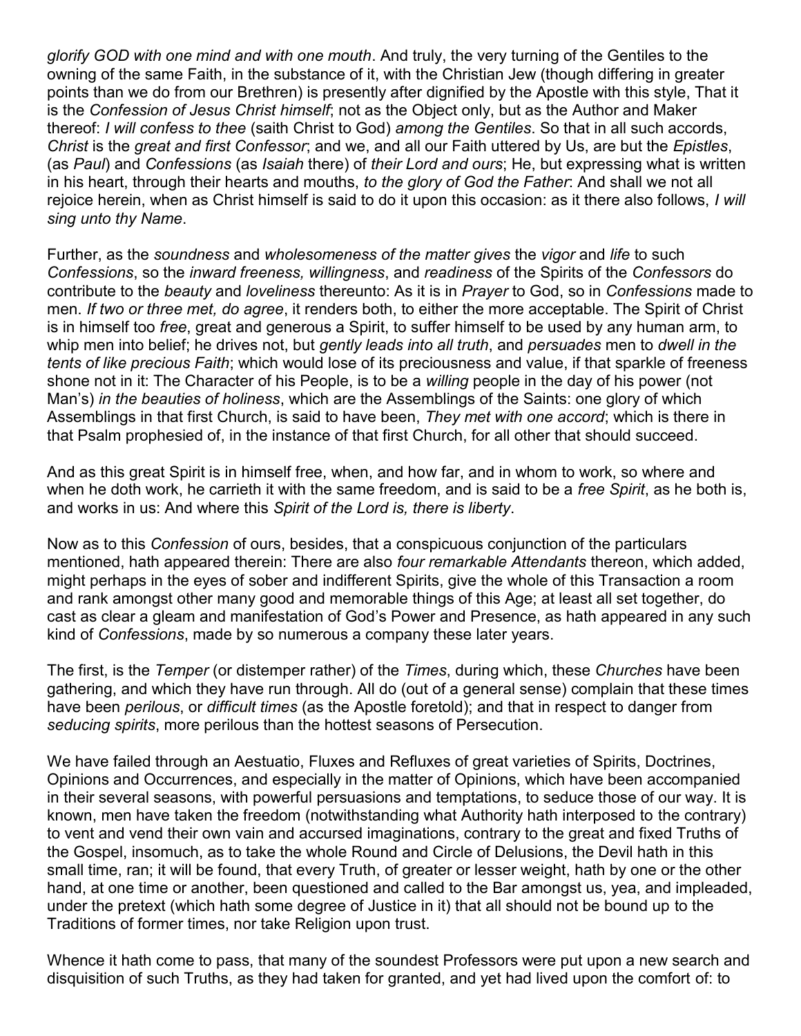*glorify GOD with one mind and with one mouth*. And truly, the very turning of the Gentiles to the owning of the same Faith, in the substance of it, with the Christian Jew (though differing in greater points than we do from our Brethren) is presently after dignified by the Apostle with this style, That it is the *Confession of Jesus Christ himself*; not as the Object only, but as the Author and Maker thereof: *I will confess to thee* (saith Christ to God) *among the Gentiles*. So that in all such accords, *Christ* is the *great and first Confessor*; and we, and all our Faith uttered by Us, are but the *Epistles*, (as *Paul*) and *Confessions* (as *Isaiah* there) of *their Lord and ours*; He, but expressing what is written in his heart, through their hearts and mouths, *to the glory of God the Father*: And shall we not all rejoice herein, when as Christ himself is said to do it upon this occasion: as it there also follows, *I will sing unto thy Name*.

Further, as the *soundness* and *wholesomeness of the matter gives* the *vigor* and *life* to such *Confessions*, so the *inward freeness, willingness*, and *readiness* of the Spirits of the *Confessors* do contribute to the *beauty* and *loveliness* thereunto: As it is in *Prayer* to God, so in *Confessions* made to men. *If two or three met, do agree*, it renders both, to either the more acceptable. The Spirit of Christ is in himself too *free*, great and generous a Spirit, to suffer himself to be used by any human arm, to whip men into belief; he drives not, but *gently leads into all truth*, and *persuades* men to *dwell in the tents of like precious Faith*; which would lose of its preciousness and value, if that sparkle of freeness shone not in it: The Character of his People, is to be a *willing* people in the day of his power (not Man's) *in the beauties of holiness*, which are the Assemblings of the Saints: one glory of which Assemblings in that first Church, is said to have been, *They met with one accord*; which is there in that Psalm prophesied of, in the instance of that first Church, for all other that should succeed.

And as this great Spirit is in himself free, when, and how far, and in whom to work, so where and when he doth work, he carrieth it with the same freedom, and is said to be a *free Spirit*, as he both is, and works in us: And where this *Spirit of the Lord is, there is liberty*.

Now as to this *Confession* of ours, besides, that a conspicuous conjunction of the particulars mentioned, hath appeared therein: There are also *four remarkable Attendants* thereon, which added, might perhaps in the eyes of sober and indifferent Spirits, give the whole of this Transaction a room and rank amongst other many good and memorable things of this Age; at least all set together, do cast as clear a gleam and manifestation of God's Power and Presence, as hath appeared in any such kind of *Confessions*, made by so numerous a company these later years.

The first, is the *Temper* (or distemper rather) of the *Times*, during which, these *Churches* have been gathering, and which they have run through. All do (out of a general sense) complain that these times have been *perilous*, or *difficult times* (as the Apostle foretold); and that in respect to danger from *seducing spirits*, more perilous than the hottest seasons of Persecution.

We have failed through an Aestuatio, Fluxes and Refluxes of great varieties of Spirits, Doctrines, Opinions and Occurrences, and especially in the matter of Opinions, which have been accompanied in their several seasons, with powerful persuasions and temptations, to seduce those of our way. It is known, men have taken the freedom (notwithstanding what Authority hath interposed to the contrary) to vent and vend their own vain and accursed imaginations, contrary to the great and fixed Truths of the Gospel, insomuch, as to take the whole Round and Circle of Delusions, the Devil hath in this small time, ran; it will be found, that every Truth, of greater or lesser weight, hath by one or the other hand, at one time or another, been questioned and called to the Bar amongst us, yea, and impleaded, under the pretext (which hath some degree of Justice in it) that all should not be bound up to the Traditions of former times, nor take Religion upon trust.

Whence it hath come to pass, that many of the soundest Professors were put upon a new search and disquisition of such Truths, as they had taken for granted, and yet had lived upon the comfort of: to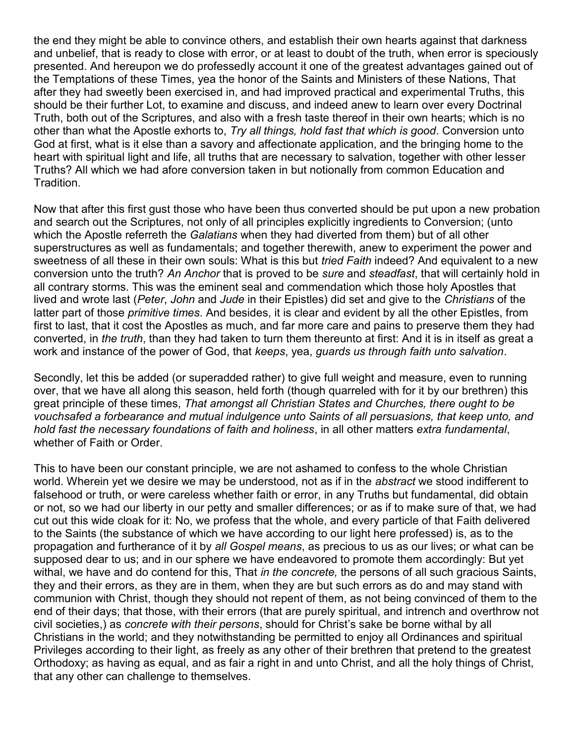the end they might be able to convince others, and establish their own hearts against that darkness and unbelief, that is ready to close with error, or at least to doubt of the truth, when error is speciously presented. And hereupon we do professedly account it one of the greatest advantages gained out of the Temptations of these Times, yea the honor of the Saints and Ministers of these Nations, That after they had sweetly been exercised in, and had improved practical and experimental Truths, this should be their further Lot, to examine and discuss, and indeed anew to learn over every Doctrinal Truth, both out of the Scriptures, and also with a fresh taste thereof in their own hearts; which is no other than what the Apostle exhorts to, *Try all things, hold fast that which is good*. Conversion unto God at first, what is it else than a savory and affectionate application, and the bringing home to the heart with spiritual light and life, all truths that are necessary to salvation, together with other lesser Truths? All which we had afore conversion taken in but notionally from common Education and Tradition.

Now that after this first gust those who have been thus converted should be put upon a new probation and search out the Scriptures, not only of all principles explicitly ingredients to Conversion; (unto which the Apostle referreth the *Galatians* when they had diverted from them) but of all other superstructures as well as fundamentals; and together therewith, anew to experiment the power and sweetness of all these in their own souls: What is this but *tried Faith* indeed? And equivalent to a new conversion unto the truth? *An Anchor* that is proved to be *sure* and *steadfast*, that will certainly hold in all contrary storms. This was the eminent seal and commendation which those holy Apostles that lived and wrote last (*Peter*, *John* and *Jude* in their Epistles) did set and give to the *Christians* of the latter part of those *primitive times*. And besides, it is clear and evident by all the other Epistles, from first to last, that it cost the Apostles as much, and far more care and pains to preserve them they had converted, in *the truth*, than they had taken to turn them thereunto at first: And it is in itself as great a work and instance of the power of God, that *keeps*, yea, *guards us through faith unto salvation*.

Secondly, let this be added (or superadded rather) to give full weight and measure, even to running over, that we have all along this season, held forth (though quarreled with for it by our brethren) this great principle of these times, *That amongst all Christian States and Churches, there ought to be vouchsafed a forbearance and mutual indulgence unto Saints of all persuasions, that keep unto, and hold fast the necessary foundations of faith and holiness*, in all other matters *extra fundamental*, whether of Faith or Order.

This to have been our constant principle, we are not ashamed to confess to the whole Christian world. Wherein yet we desire we may be understood, not as if in the *abstract* we stood indifferent to falsehood or truth, or were careless whether faith or error, in any Truths but fundamental, did obtain or not, so we had our liberty in our petty and smaller differences; or as if to make sure of that, we had cut out this wide cloak for it: No, we profess that the whole, and every particle of that Faith delivered to the Saints (the substance of which we have according to our light here professed) is, as to the propagation and furtherance of it by *all Gospel means*, as precious to us as our lives; or what can be supposed dear to us; and in our sphere we have endeavored to promote them accordingly: But yet withal, we have and do contend for this, That *in the concrete,* the persons of all such gracious Saints, they and their errors, as they are in them, when they are but such errors as do and may stand with communion with Christ, though they should not repent of them, as not being convinced of them to the end of their days; that those, with their errors (that are purely spiritual, and intrench and overthrow not civil societies,) as *concrete with their persons*, should for Christ's sake be borne withal by all Christians in the world; and they notwithstanding be permitted to enjoy all Ordinances and spiritual Privileges according to their light, as freely as any other of their brethren that pretend to the greatest Orthodoxy; as having as equal, and as fair a right in and unto Christ, and all the holy things of Christ, that any other can challenge to themselves.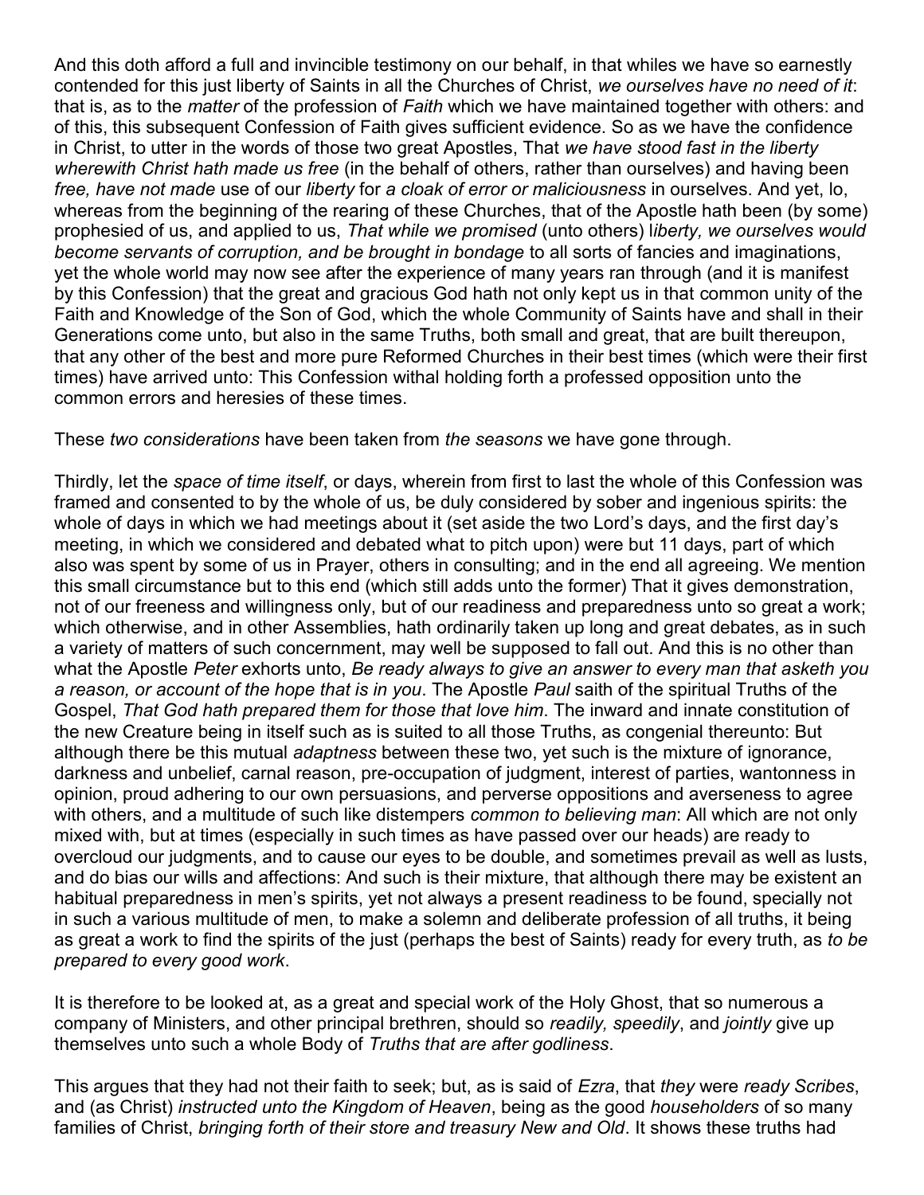And this doth afford a full and invincible testimony on our behalf, in that whiles we have so earnestly contended for this just liberty of Saints in all the Churches of Christ, *we ourselves have no need of it*: that is, as to the *matter* of the profession of *Faith* which we have maintained together with others: and of this, this subsequent Confession of Faith gives sufficient evidence. So as we have the confidence in Christ, to utter in the words of those two great Apostles, That *we have stood fast in the liberty wherewith Christ hath made us free* (in the behalf of others, rather than ourselves) and having been *free, have not made* use of our *liberty* for *a cloak of error or maliciousness* in ourselves. And yet, lo, whereas from the beginning of the rearing of these Churches, that of the Apostle hath been (by some) prophesied of us, and applied to us, *That while we promised* (unto others) l*iberty, we ourselves would become servants of corruption, and be brought in bondage* to all sorts of fancies and imaginations, yet the whole world may now see after the experience of many years ran through (and it is manifest by this Confession) that the great and gracious God hath not only kept us in that common unity of the Faith and Knowledge of the Son of God, which the whole Community of Saints have and shall in their Generations come unto, but also in the same Truths, both small and great, that are built thereupon, that any other of the best and more pure Reformed Churches in their best times (which were their first times) have arrived unto: This Confession withal holding forth a professed opposition unto the common errors and heresies of these times.

These *two considerations* have been taken from *the seasons* we have gone through.

Thirdly, let the *space of time itself*, or days, wherein from first to last the whole of this Confession was framed and consented to by the whole of us, be duly considered by sober and ingenious spirits: the whole of days in which we had meetings about it (set aside the two Lord's days, and the first day's meeting, in which we considered and debated what to pitch upon) were but 11 days, part of which also was spent by some of us in Prayer, others in consulting; and in the end all agreeing. We mention this small circumstance but to this end (which still adds unto the former) That it gives demonstration, not of our freeness and willingness only, but of our readiness and preparedness unto so great a work; which otherwise, and in other Assemblies, hath ordinarily taken up long and great debates, as in such a variety of matters of such concernment, may well be supposed to fall out. And this is no other than what the Apostle *Peter* exhorts unto, *Be ready always to give an answer to every man that asketh you a reason, or account of the hope that is in you*. The Apostle *Paul* saith of the spiritual Truths of the Gospel, *That God hath prepared them for those that love him*. The inward and innate constitution of the new Creature being in itself such as is suited to all those Truths, as congenial thereunto: But although there be this mutual *adaptness* between these two, yet such is the mixture of ignorance, darkness and unbelief, carnal reason, pre-occupation of judgment, interest of parties, wantonness in opinion, proud adhering to our own persuasions, and perverse oppositions and averseness to agree with others, and a multitude of such like distempers *common to believing man*: All which are not only mixed with, but at times (especially in such times as have passed over our heads) are ready to overcloud our judgments, and to cause our eyes to be double, and sometimes prevail as well as lusts, and do bias our wills and affections: And such is their mixture, that although there may be existent an habitual preparedness in men's spirits, yet not always a present readiness to be found, specially not in such a various multitude of men, to make a solemn and deliberate profession of all truths, it being as great a work to find the spirits of the just (perhaps the best of Saints) ready for every truth, as *to be prepared to every good work*.

It is therefore to be looked at, as a great and special work of the Holy Ghost, that so numerous a company of Ministers, and other principal brethren, should so *readily, speedily*, and *jointly* give up themselves unto such a whole Body of *Truths that are after godliness*.

This argues that they had not their faith to seek; but, as is said of *Ezra*, that *they* were *ready Scribes*, and (as Christ) *instructed unto the Kingdom of Heaven*, being as the good *householders* of so many families of Christ, *bringing forth of their store and treasury New and Old*. It shows these truths had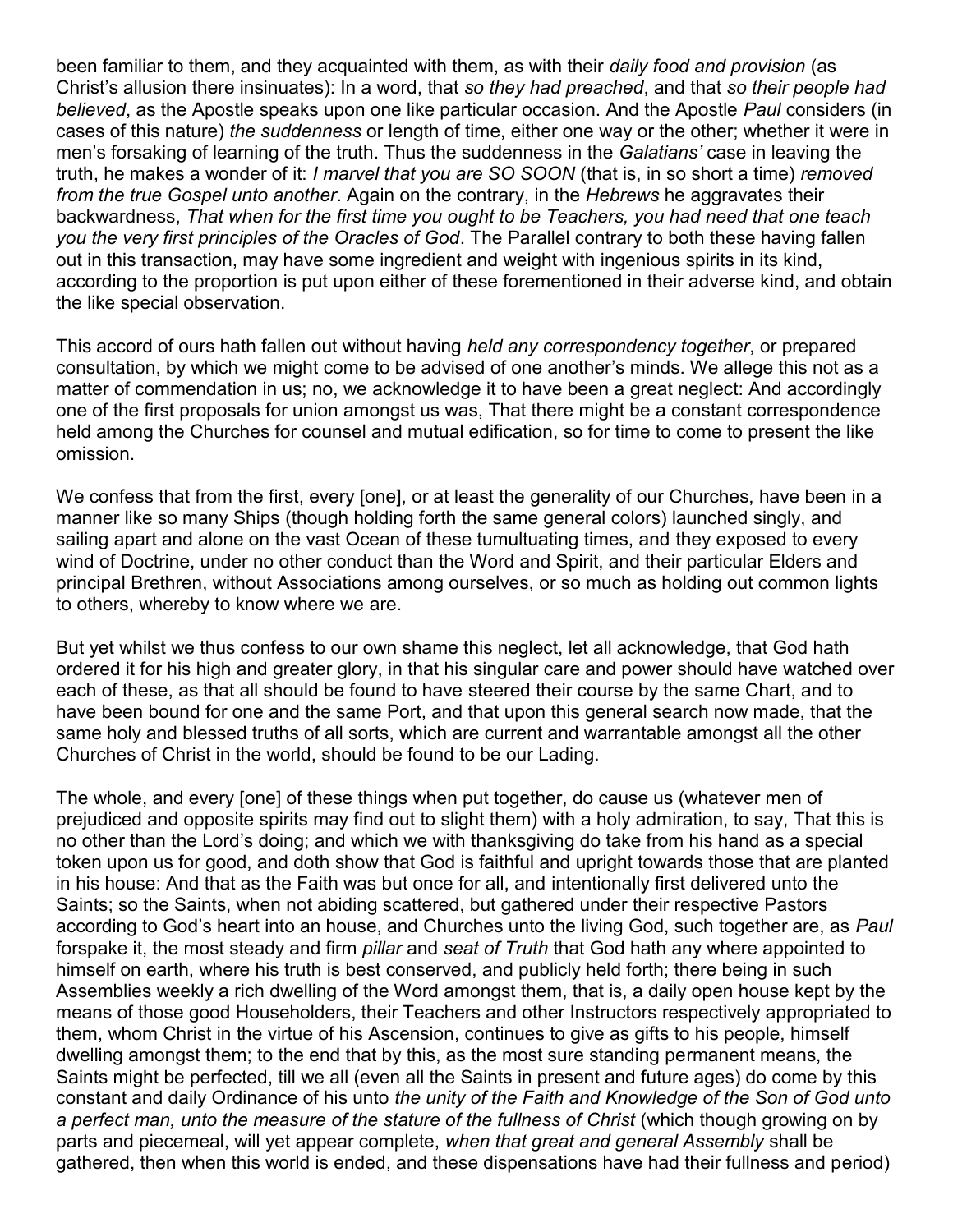been familiar to them, and they acquainted with them, as with their *daily food and provision* (as Christ's allusion there insinuates): In a word, that *so they had preached*, and that *so their people had believed*, as the Apostle speaks upon one like particular occasion. And the Apostle *Paul* considers (in cases of this nature) *the suddenness* or length of time, either one way or the other; whether it were in men's forsaking of learning of the truth. Thus the suddenness in the *Galatians'* case in leaving the truth, he makes a wonder of it: *I marvel that you are SO SOON* (that is, in so short a time) *removed from the true Gospel unto another*. Again on the contrary, in the *Hebrews* he aggravates their backwardness, *That when for the first time you ought to be Teachers, you had need that one teach you the very first principles of the Oracles of God*. The Parallel contrary to both these having fallen out in this transaction, may have some ingredient and weight with ingenious spirits in its kind, according to the proportion is put upon either of these forementioned in their adverse kind, and obtain the like special observation.

This accord of ours hath fallen out without having *held any correspondency together*, or prepared consultation, by which we might come to be advised of one another's minds. We allege this not as a matter of commendation in us; no, we acknowledge it to have been a great neglect: And accordingly one of the first proposals for union amongst us was, That there might be a constant correspondence held among the Churches for counsel and mutual edification, so for time to come to present the like omission.

We confess that from the first, every [one], or at least the generality of our Churches, have been in a manner like so many Ships (though holding forth the same general colors) launched singly, and sailing apart and alone on the vast Ocean of these tumultuating times, and they exposed to every wind of Doctrine, under no other conduct than the Word and Spirit, and their particular Elders and principal Brethren, without Associations among ourselves, or so much as holding out common lights to others, whereby to know where we are.

But yet whilst we thus confess to our own shame this neglect, let all acknowledge, that God hath ordered it for his high and greater glory, in that his singular care and power should have watched over each of these, as that all should be found to have steered their course by the same Chart, and to have been bound for one and the same Port, and that upon this general search now made, that the same holy and blessed truths of all sorts, which are current and warrantable amongst all the other Churches of Christ in the world, should be found to be our Lading.

The whole, and every [one] of these things when put together, do cause us (whatever men of prejudiced and opposite spirits may find out to slight them) with a holy admiration, to say, That this is no other than the Lord's doing; and which we with thanksgiving do take from his hand as a special token upon us for good, and doth show that God is faithful and upright towards those that are planted in his house: And that as the Faith was but once for all, and intentionally first delivered unto the Saints; so the Saints, when not abiding scattered, but gathered under their respective Pastors according to God's heart into an house, and Churches unto the living God, such together are, as *Paul* forspake it, the most steady and firm *pillar* and *seat of Truth* that God hath any where appointed to himself on earth, where his truth is best conserved, and publicly held forth; there being in such Assemblies weekly a rich dwelling of the Word amongst them, that is, a daily open house kept by the means of those good Householders, their Teachers and other Instructors respectively appropriated to them, whom Christ in the virtue of his Ascension, continues to give as gifts to his people, himself dwelling amongst them; to the end that by this, as the most sure standing permanent means, the Saints might be perfected, till we all (even all the Saints in present and future ages) do come by this constant and daily Ordinance of his unto *the unity of the Faith and Knowledge of the Son of God unto a perfect man, unto the measure of the stature of the fullness of Christ* (which though growing on by parts and piecemeal, will yet appear complete, *when that great and general Assembly* shall be gathered, then when this world is ended, and these dispensations have had their fullness and period)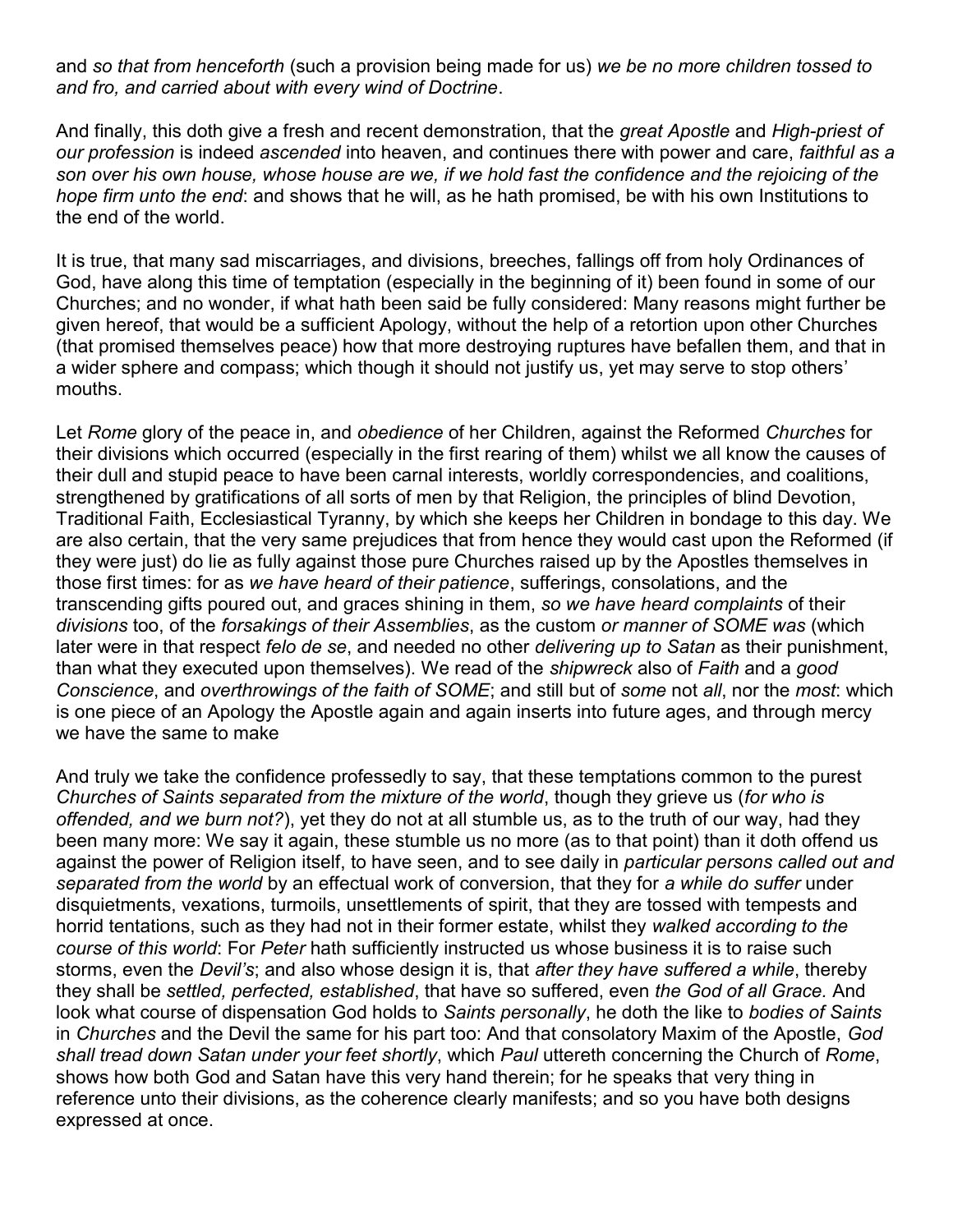and *so that from henceforth* (such a provision being made for us) *we be no more children tossed to and fro, and carried about with every wind of Doctrine*.

And finally, this doth give a fresh and recent demonstration, that the *great Apostle* and *High-priest of our profession* is indeed *ascended* into heaven, and continues there with power and care, *faithful as a son over his own house, whose house are we, if we hold fast the confidence and the rejoicing of the hope firm unto the end*: and shows that he will, as he hath promised, be with his own Institutions to the end of the world.

It is true, that many sad miscarriages, and divisions, breeches, fallings off from holy Ordinances of God, have along this time of temptation (especially in the beginning of it) been found in some of our Churches; and no wonder, if what hath been said be fully considered: Many reasons might further be given hereof, that would be a sufficient Apology, without the help of a retortion upon other Churches (that promised themselves peace) how that more destroying ruptures have befallen them, and that in a wider sphere and compass; which though it should not justify us, yet may serve to stop others' mouths.

Let *Rome* glory of the peace in, and *obedience* of her Children, against the Reformed *Churches* for their divisions which occurred (especially in the first rearing of them) whilst we all know the causes of their dull and stupid peace to have been carnal interests, worldly correspondencies, and coalitions, strengthened by gratifications of all sorts of men by that Religion, the principles of blind Devotion, Traditional Faith, Ecclesiastical Tyranny, by which she keeps her Children in bondage to this day. We are also certain, that the very same prejudices that from hence they would cast upon the Reformed (if they were just) do lie as fully against those pure Churches raised up by the Apostles themselves in those first times: for as *we have heard of their patience*, sufferings, consolations, and the transcending gifts poured out, and graces shining in them, *so we have heard complaints* of their *divisions* too, of the *forsakings of their Assemblies*, as the custom *or manner of SOME was* (which later were in that respect *felo de se*, and needed no other *delivering up to Satan* as their punishment, than what they executed upon themselves). We read of the *shipwreck* also of *Faith* and a *good Conscience*, and *overthrowings of the faith of SOME*; and still but of *some* not *all*, nor the *most*: which is one piece of an Apology the Apostle again and again inserts into future ages, and through mercy we have the same to make

And truly we take the confidence professedly to say, that these temptations common to the purest *Churches of Saints separated from the mixture of the world*, though they grieve us (*for who is offended, and we burn not?*), yet they do not at all stumble us, as to the truth of our way, had they been many more: We say it again, these stumble us no more (as to that point) than it doth offend us against the power of Religion itself, to have seen, and to see daily in *particular persons called out and separated from the world* by an effectual work of conversion, that they for *a while do suffer* under disquietments, vexations, turmoils, unsettlements of spirit, that they are tossed with tempests and horrid tentations, such as they had not in their former estate, whilst they *walked according to the course of this world*: For *Peter* hath sufficiently instructed us whose business it is to raise such storms, even the *Devil's*; and also whose design it is, that *after they have suffered a while*, thereby they shall be *settled, perfected, established*, that have so suffered, even *the God of all Grace.* And look what course of dispensation God holds to *Saints personally*, he doth the like to *bodies of Saints* in *Churches* and the Devil the same for his part too: And that consolatory Maxim of the Apostle, *God shall tread down Satan under your feet shortly*, which *Paul* uttereth concerning the Church of *Rome*, shows how both God and Satan have this very hand therein; for he speaks that very thing in reference unto their divisions, as the coherence clearly manifests; and so you have both designs expressed at once.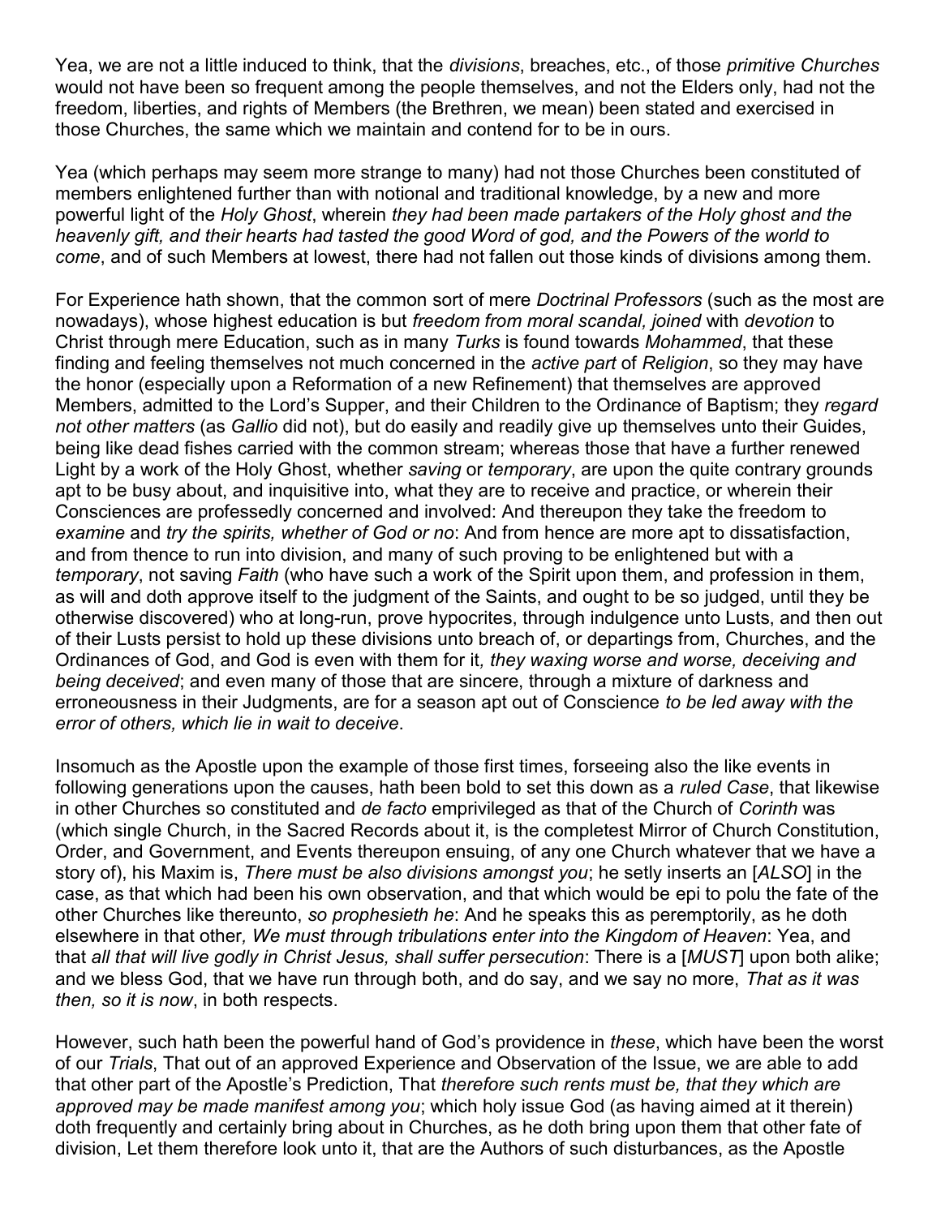Yea, we are not a little induced to think, that the *divisions*, breaches, etc., of those *primitive Churches* would not have been so frequent among the people themselves, and not the Elders only, had not the freedom, liberties, and rights of Members (the Brethren, we mean) been stated and exercised in those Churches, the same which we maintain and contend for to be in ours.

Yea (which perhaps may seem more strange to many) had not those Churches been constituted of members enlightened further than with notional and traditional knowledge, by a new and more powerful light of the *Holy Ghost*, wherein *they had been made partakers of the Holy ghost and the heavenly gift, and their hearts had tasted the good Word of god, and the Powers of the world to come*, and of such Members at lowest, there had not fallen out those kinds of divisions among them.

For Experience hath shown, that the common sort of mere *Doctrinal Professors* (such as the most are nowadays), whose highest education is but *freedom from moral scandal, joined* with *devotion* to Christ through mere Education, such as in many *Turks* is found towards *Mohammed*, that these finding and feeling themselves not much concerned in the *active part* of *Religion*, so they may have the honor (especially upon a Reformation of a new Refinement) that themselves are approved Members, admitted to the Lord's Supper, and their Children to the Ordinance of Baptism; they *regard not other matters* (as *Gallio* did not), but do easily and readily give up themselves unto their Guides, being like dead fishes carried with the common stream; whereas those that have a further renewed Light by a work of the Holy Ghost, whether *saving* or *temporary*, are upon the quite contrary grounds apt to be busy about, and inquisitive into, what they are to receive and practice, or wherein their Consciences are professedly concerned and involved: And thereupon they take the freedom to *examine* and *try the spirits, whether of God or no*: And from hence are more apt to dissatisfaction, and from thence to run into division, and many of such proving to be enlightened but with a *temporary*, not saving *Faith* (who have such a work of the Spirit upon them, and profession in them, as will and doth approve itself to the judgment of the Saints, and ought to be so judged, until they be otherwise discovered) who at long-run, prove hypocrites, through indulgence unto Lusts, and then out of their Lusts persist to hold up these divisions unto breach of, or departings from, Churches, and the Ordinances of God, and God is even with them for it*, they waxing worse and worse, deceiving and being deceived*; and even many of those that are sincere, through a mixture of darkness and erroneousness in their Judgments, are for a season apt out of Conscience *to be led away with the error of others, which lie in wait to deceive*.

Insomuch as the Apostle upon the example of those first times, forseeing also the like events in following generations upon the causes, hath been bold to set this down as a *ruled Case*, that likewise in other Churches so constituted and *de facto* emprivileged as that of the Church of *Corinth* was (which single Church, in the Sacred Records about it, is the completest Mirror of Church Constitution, Order, and Government, and Events thereupon ensuing, of any one Church whatever that we have a story of), his Maxim is, *There must be also divisions amongst you*; he setly inserts an [*ALSO*] in the case, as that which had been his own observation, and that which would be epi to polu the fate of the other Churches like thereunto, *so prophesieth he*: And he speaks this as peremptorily, as he doth elsewhere in that other*, We must through tribulations enter into the Kingdom of Heaven*: Yea, and that *all that will live godly in Christ Jesus, shall suffer persecution*: There is a [*MUST*] upon both alike; and we bless God, that we have run through both, and do say, and we say no more, *That as it was then, so it is now*, in both respects.

However, such hath been the powerful hand of God's providence in *these*, which have been the worst of our *Trials*, That out of an approved Experience and Observation of the Issue, we are able to add that other part of the Apostle's Prediction, That *therefore such rents must be, that they which are approved may be made manifest among you*; which holy issue God (as having aimed at it therein) doth frequently and certainly bring about in Churches, as he doth bring upon them that other fate of division, Let them therefore look unto it, that are the Authors of such disturbances, as the Apostle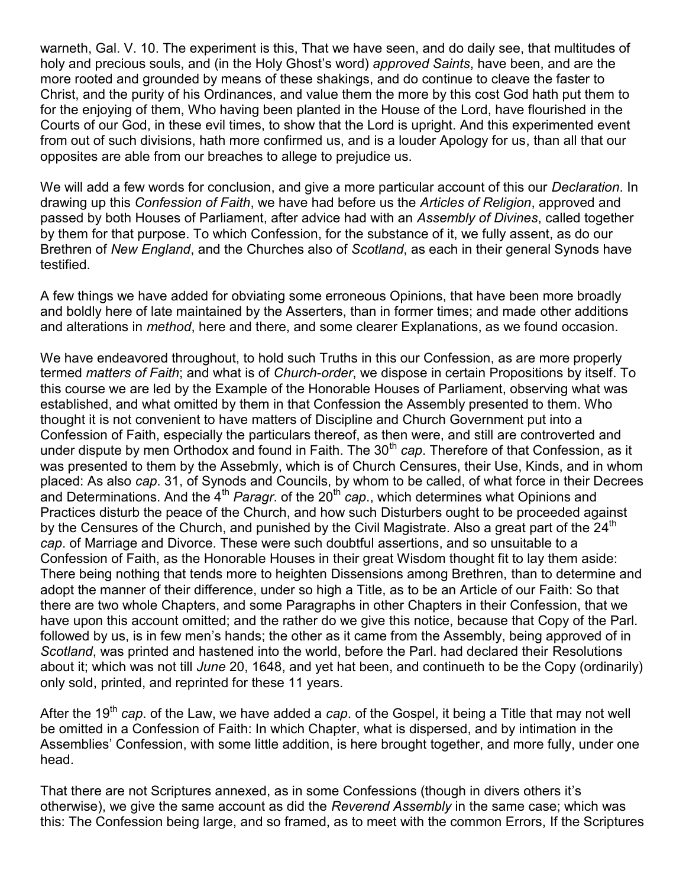warneth, Gal. V. 10. The experiment is this, That we have seen, and do daily see, that multitudes of holy and precious souls, and (in the Holy Ghost's word) *approved Saints*, have been, and are the more rooted and grounded by means of these shakings, and do continue to cleave the faster to Christ, and the purity of his Ordinances, and value them the more by this cost God hath put them to for the enjoying of them, Who having been planted in the House of the Lord, have flourished in the Courts of our God, in these evil times, to show that the Lord is upright. And this experimented event from out of such divisions, hath more confirmed us, and is a louder Apology for us, than all that our opposites are able from our breaches to allege to prejudice us.

We will add a few words for conclusion, and give a more particular account of this our *Declaration*. In drawing up this *Confession of Faith*, we have had before us the *Articles of Religion*, approved and passed by both Houses of Parliament, after advice had with an *Assembly of Divines*, called together by them for that purpose. To which Confession, for the substance of it, we fully assent, as do our Brethren of *New England*, and the Churches also of *Scotland*, as each in their general Synods have testified.

A few things we have added for obviating some erroneous Opinions, that have been more broadly and boldly here of late maintained by the Asserters, than in former times; and made other additions and alterations in *method*, here and there, and some clearer Explanations, as we found occasion.

We have endeavored throughout, to hold such Truths in this our Confession, as are more properly termed *matters of Faith*; and what is of *Church-order*, we dispose in certain Propositions by itself. To this course we are led by the Example of the Honorable Houses of Parliament, observing what was established, and what omitted by them in that Confession the Assembly presented to them. Who thought it is not convenient to have matters of Discipline and Church Government put into a Confession of Faith, especially the particulars thereof, as then were, and still are controverted and under dispute by men Orthodox and found in Faith. The 30th *cap*. Therefore of that Confession, as it was presented to them by the Assebmly, which is of Church Censures, their Use, Kinds, and in whom placed: As also *cap*. 31, of Synods and Councils, by whom to be called, of what force in their Decrees and Determinations. And the 4th *Paragr*. of the 20th *cap*., which determines what Opinions and Practices disturb the peace of the Church, and how such Disturbers ought to be proceeded against by the Censures of the Church, and punished by the Civil Magistrate. Also a great part of the 24th *cap*. of Marriage and Divorce. These were such doubtful assertions, and so unsuitable to a Confession of Faith, as the Honorable Houses in their great Wisdom thought fit to lay them aside: There being nothing that tends more to heighten Dissensions among Brethren, than to determine and adopt the manner of their difference, under so high a Title, as to be an Article of our Faith: So that there are two whole Chapters, and some Paragraphs in other Chapters in their Confession, that we have upon this account omitted; and the rather do we give this notice, because that Copy of the Parl. followed by us, is in few men's hands; the other as it came from the Assembly, being approved of in *Scotland*, was printed and hastened into the world, before the Parl. had declared their Resolutions about it; which was not till *June* 20, 1648, and yet hat been, and continueth to be the Copy (ordinarily) only sold, printed, and reprinted for these 11 years.

After the 19th *cap*. of the Law, we have added a *cap*. of the Gospel, it being a Title that may not well be omitted in a Confession of Faith: In which Chapter, what is dispersed, and by intimation in the Assemblies' Confession, with some little addition, is here brought together, and more fully, under one head.

That there are not Scriptures annexed, as in some Confessions (though in divers others it's otherwise), we give the same account as did the *Reverend Assembly* in the same case; which was this: The Confession being large, and so framed, as to meet with the common Errors, If the Scriptures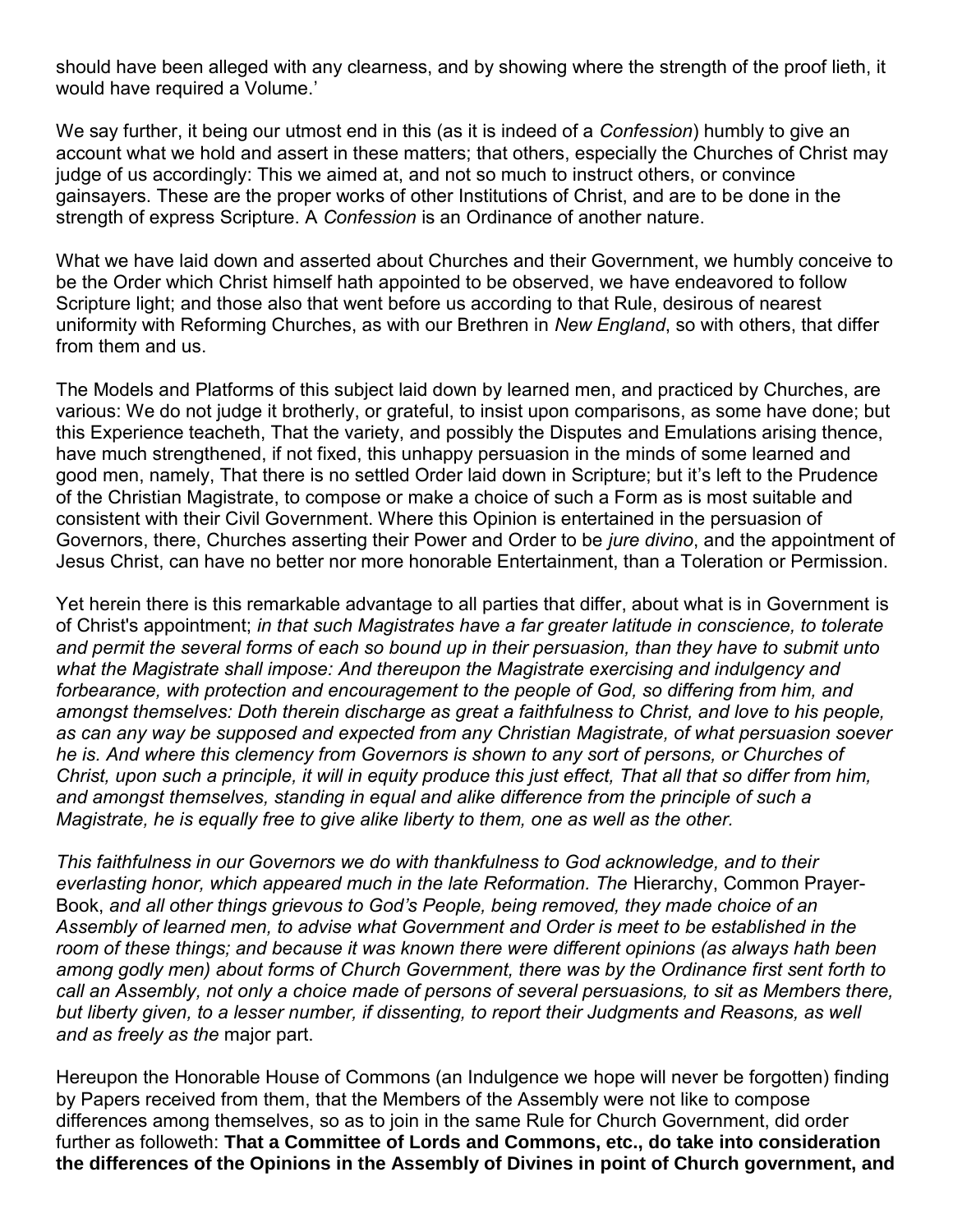should have been alleged with any clearness, and by showing where the strength of the proof lieth, it would have required a Volume.'

We say further, it being our utmost end in this (as it is indeed of a *Confession*) humbly to give an account what we hold and assert in these matters; that others, especially the Churches of Christ may judge of us accordingly: This we aimed at, and not so much to instruct others, or convince gainsayers. These are the proper works of other Institutions of Christ, and are to be done in the strength of express Scripture. A *Confession* is an Ordinance of another nature.

What we have laid down and asserted about Churches and their Government, we humbly conceive to be the Order which Christ himself hath appointed to be observed, we have endeavored to follow Scripture light; and those also that went before us according to that Rule, desirous of nearest uniformity with Reforming Churches, as with our Brethren in *New England*, so with others, that differ from them and us.

The Models and Platforms of this subject laid down by learned men, and practiced by Churches, are various: We do not judge it brotherly, or grateful, to insist upon comparisons, as some have done; but this Experience teacheth, That the variety, and possibly the Disputes and Emulations arising thence, have much strengthened, if not fixed, this unhappy persuasion in the minds of some learned and good men, namely, That there is no settled Order laid down in Scripture; but it's left to the Prudence of the Christian Magistrate, to compose or make a choice of such a Form as is most suitable and consistent with their Civil Government. Where this Opinion is entertained in the persuasion of Governors, there, Churches asserting their Power and Order to be *jure divino*, and the appointment of Jesus Christ, can have no better nor more honorable Entertainment, than a Toleration or Permission.

Yet herein there is this remarkable advantage to all parties that differ, about what is in Government is of Christ's appointment; *in that such Magistrates have a far greater latitude in conscience, to tolerate and permit the several forms of each so bound up in their persuasion, than they have to submit unto what the Magistrate shall impose: And thereupon the Magistrate exercising and indulgency and forbearance, with protection and encouragement to the people of God, so differing from him, and amongst themselves: Doth therein discharge as great a faithfulness to Christ, and love to his people, as can any way be supposed and expected from any Christian Magistrate, of what persuasion soever he is. And where this clemency from Governors is shown to any sort of persons, or Churches of Christ, upon such a principle, it will in equity produce this just effect, That all that so differ from him, and amongst themselves, standing in equal and alike difference from the principle of such a Magistrate, he is equally free to give alike liberty to them, one as well as the other.*

*This faithfulness in our Governors we do with thankfulness to God acknowledge, and to their everlasting honor, which appeared much in the late Reformation. The* Hierarchy, Common Prayer-Book, *and all other things grievous to God's People, being removed, they made choice of an Assembly of learned men, to advise what Government and Order is meet to be established in the room of these things; and because it was known there were different opinions (as always hath been among godly men) about forms of Church Government, there was by the Ordinance first sent forth to call an Assembly, not only a choice made of persons of several persuasions, to sit as Members there, but liberty given, to a lesser number, if dissenting, to report their Judgments and Reasons, as well and as freely as the* major part.

Hereupon the Honorable House of Commons (an Indulgence we hope will never be forgotten) finding by Papers received from them, that the Members of the Assembly were not like to compose differences among themselves, so as to join in the same Rule for Church Government, did order further as followeth: **That a Committee of Lords and Commons, etc., do take into consideration the differences of the Opinions in the Assembly of Divines in point of Church government, and**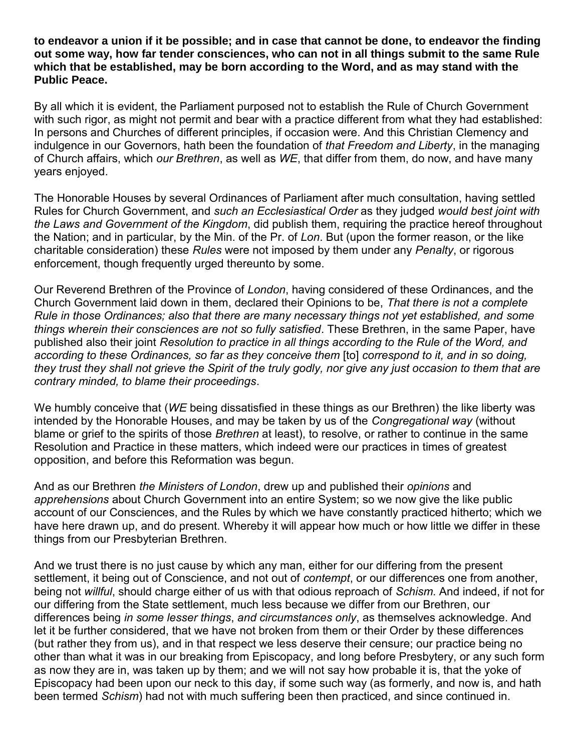**to endeavor a union if it be possible; and in case that cannot be done, to endeavor the finding out some way, how far tender consciences, who can not in all things submit to the same Rule which that be established, may be born according to the Word, and as may stand with the Public Peace.**

By all which it is evident, the Parliament purposed not to establish the Rule of Church Government with such rigor, as might not permit and bear with a practice different from what they had established: In persons and Churches of different principles, if occasion were. And this Christian Clemency and indulgence in our Governors, hath been the foundation of *that Freedom and Liberty*, in the managing of Church affairs, which *our Brethren*, as well as *WE*, that differ from them, do now, and have many years enjoyed.

The Honorable Houses by several Ordinances of Parliament after much consultation, having settled Rules for Church Government, and *such an Ecclesiastical Order* as they judged *would best joint with the Laws and Government of the Kingdom*, did publish them, requiring the practice hereof throughout the Nation; and in particular, by the Min. of the Pr. of *Lon*. But (upon the former reason, or the like charitable consideration) these *Rules* were not imposed by them under any *Penalty*, or rigorous enforcement, though frequently urged thereunto by some.

Our Reverend Brethren of the Province of *London*, having considered of these Ordinances, and the Church Government laid down in them, declared their Opinions to be, *That there is not a complete Rule in those Ordinances; also that there are many necessary things not yet established, and some things wherein their consciences are not so fully satisfied*. These Brethren, in the same Paper, have published also their joint *Resolution to practice in all things according to the Rule of the Word, and according to these Ordinances, so far as they conceive them* [to] *correspond to it, and in so doing, they trust they shall not grieve the Spirit of the truly godly, nor give any just occasion to them that are contrary minded, to blame their proceedings*.

We humbly conceive that (*WE* being dissatisfied in these things as our Brethren) the like liberty was intended by the Honorable Houses, and may be taken by us of the *Congregational way* (without blame or grief to the spirits of those *Brethren* at least), to resolve, or rather to continue in the same Resolution and Practice in these matters, which indeed were our practices in times of greatest opposition, and before this Reformation was begun.

And as our Brethren *the Ministers of London*, drew up and published their *opinions* and *apprehensions* about Church Government into an entire System; so we now give the like public account of our Consciences, and the Rules by which we have constantly practiced hitherto; which we have here drawn up, and do present. Whereby it will appear how much or how little we differ in these things from our Presbyterian Brethren.

And we trust there is no just cause by which any man, either for our differing from the present settlement, it being out of Conscience, and not out of *contempt*, or our differences one from another, being not *willful*, should charge either of us with that odious reproach of *Schism.* And indeed, if not for our differing from the State settlement, much less because we differ from our Brethren, our differences being *in some lesser things*, *and circumstances only*, as themselves acknowledge. And let it be further considered, that we have not broken from them or their Order by these differences (but rather they from us), and in that respect we less deserve their censure; our practice being no other than what it was in our breaking from Episcopacy, and long before Presbytery, or any such form as now they are in, was taken up by them; and we will not say how probable it is, that the yoke of Episcopacy had been upon our neck to this day, if some such way (as formerly, and now is, and hath been termed *Schism*) had not with much suffering been then practiced, and since continued in.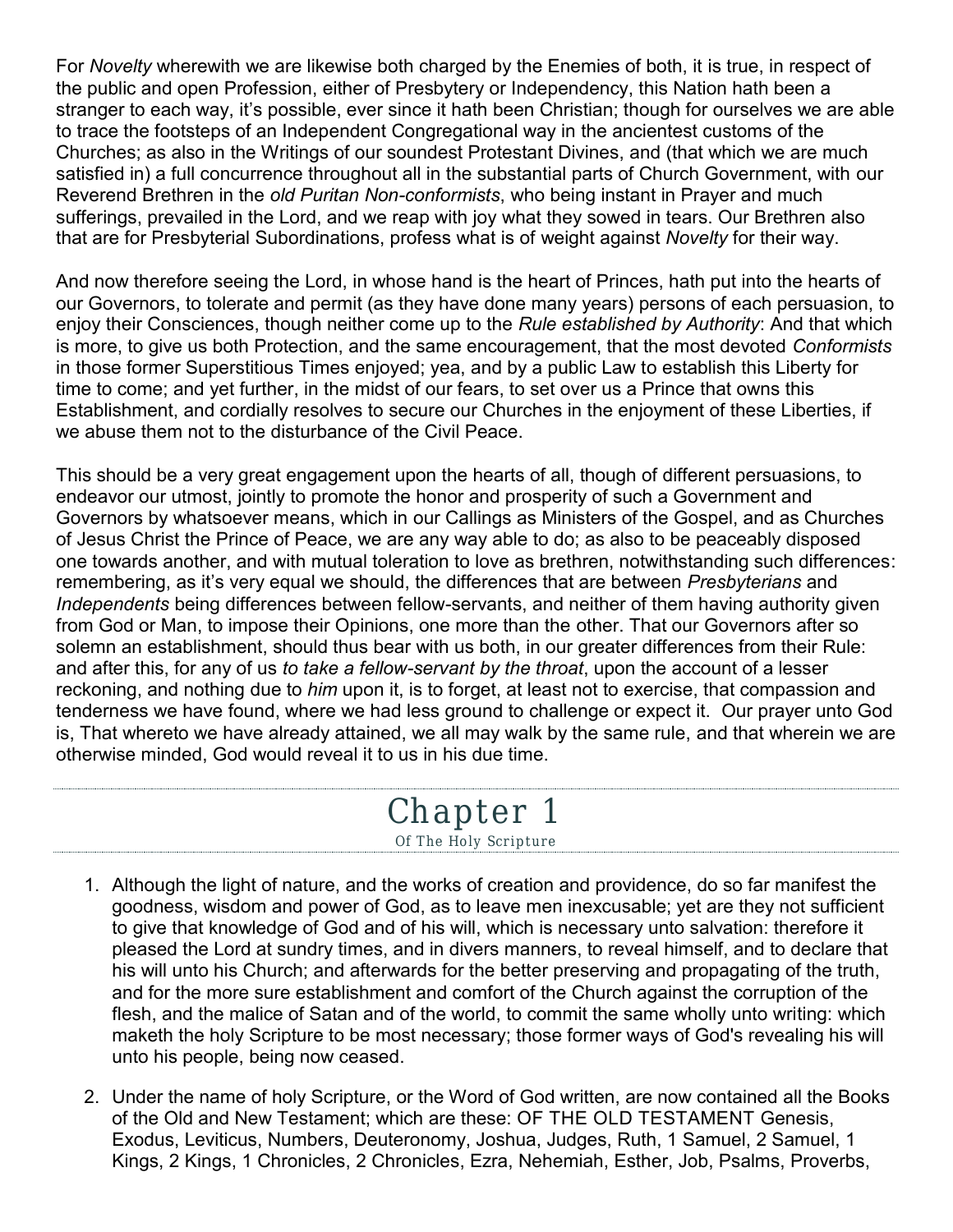For *Novelty* wherewith we are likewise both charged by the Enemies of both, it is true, in respect of the public and open Profession, either of Presbytery or Independency, this Nation hath been a stranger to each way, it's possible, ever since it hath been Christian; though for ourselves we are able to trace the footsteps of an Independent Congregational way in the ancientest customs of the Churches; as also in the Writings of our soundest Protestant Divines, and (that which we are much satisfied in) a full concurrence throughout all in the substantial parts of Church Government, with our Reverend Brethren in the *old Puritan Non-conformists*, who being instant in Prayer and much sufferings, prevailed in the Lord, and we reap with joy what they sowed in tears. Our Brethren also that are for Presbyterial Subordinations, profess what is of weight against *Novelty* for their way.

And now therefore seeing the Lord, in whose hand is the heart of Princes, hath put into the hearts of our Governors, to tolerate and permit (as they have done many years) persons of each persuasion, to enjoy their Consciences, though neither come up to the *Rule established by Authority*: And that which is more, to give us both Protection, and the same encouragement, that the most devoted *Conformists* in those former Superstitious Times enjoyed; yea, and by a public Law to establish this Liberty for time to come; and yet further, in the midst of our fears, to set over us a Prince that owns this Establishment, and cordially resolves to secure our Churches in the enjoyment of these Liberties, if we abuse them not to the disturbance of the Civil Peace.

This should be a very great engagement upon the hearts of all, though of different persuasions, to endeavor our utmost, jointly to promote the honor and prosperity of such a Government and Governors by whatsoever means, which in our Callings as Ministers of the Gospel, and as Churches of Jesus Christ the Prince of Peace, we are any way able to do; as also to be peaceably disposed one towards another, and with mutual toleration to love as brethren, notwithstanding such differences: remembering, as it's very equal we should, the differences that are between *Presbyterians* and *Independents* being differences between fellow-servants, and neither of them having authority given from God or Man, to impose their Opinions, one more than the other. That our Governors after so solemn an establishment, should thus bear with us both, in our greater differences from their Rule: and after this, for any of us *to take a fellow-servant by the throat*, upon the account of a lesser reckoning, and nothing due to *him* upon it, is to forget, at least not to exercise, that compassion and tenderness we have found, where we had less ground to challenge or expect it. Our prayer unto God is, That whereto we have already attained, we all may walk by the same rule, and that wherein we are otherwise minded, God would reveal it to us in his due time.

# Chapter 1

## Of The Holy Scripture

1. Although the light of nature, and the works of creation and providence, do so far manifest the goodness, wisdom and power of God, as to leave men inexcusable; yet are they not sufficient to give that knowledge of God and of his will, which is necessary unto salvation: therefore it pleased the Lord at sundry times, and in divers manners, to reveal himself, and to declare that his will unto his Church; and afterwards for the better preserving and propagating of the truth, and for the more sure establishment and comfort of the Church against the corruption of the flesh, and the malice of Satan and of the world, to commit the same wholly unto writing: which maketh the holy Scripture to be most necessary; those former ways of God's revealing his will unto his people, being now ceased.

2. Under the name of holy Scripture, or the Word of God written, are now contained all the Books of the Old and New Testament; which are these: OF THE OLD TESTAMENT Genesis, Exodus, Leviticus, Numbers, Deuteronomy, Joshua, Judges, Ruth, 1 Samuel, 2 Samuel, 1 Kings, 2 Kings, 1 Chronicles, 2 Chronicles, Ezra, Nehemiah, Esther, Job, Psalms, Proverbs,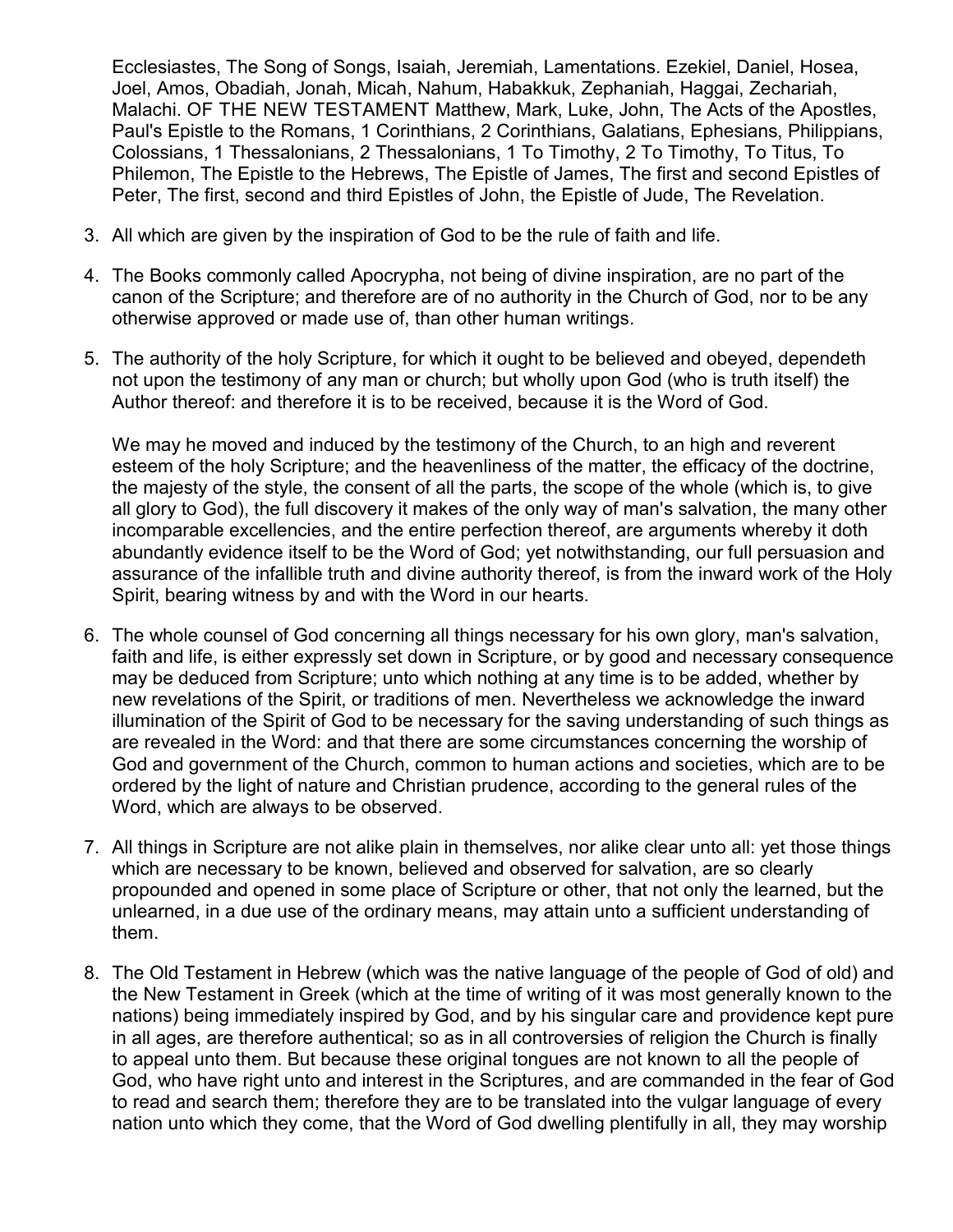Ecclesiastes, The Song of Songs, Isaiah, Jeremiah, Lamentations. Ezekiel, Daniel, Hosea, Joel, Amos, Obadiah, Jonah, Micah, Nahum, Habakkuk, Zephaniah, Haggai, Zechariah, Malachi. OF THE NEW TESTAMENT Matthew, Mark, Luke, John, The Acts of the Apostles, Paul's Epistle to the Romans, 1 Corinthians, 2 Corinthians, Galatians, Ephesians, Philippians, Colossians, 1 Thessalonians, 2 Thessalonians, 1 To Timothy, 2 To Timothy, To Titus, To Philemon, The Epistle to the Hebrews, The Epistle of James, The first and second Epistles of Peter, The first, second and third Epistles of John, the Epistle of Jude, The Revelation.

3. All which are given by the inspiration of God to be the rule of faith and life.

4. The Books commonly called Apocrypha, not being of divine inspiration, are no part of the canon of the Scripture; and therefore are of no authority in the Church of God, nor to be any otherwise approved or made use of, than other human writings.

5. The authority of the holy Scripture, for which it ought to be believed and obeyed, dependeth not upon the testimony of any man or church; but wholly upon God (who is truth itself) the Author thereof: and therefore it is to be received, because it is the Word of God.

   We may he moved and induced by the testimony of the Church, to an high and reverent esteem of the holy Scripture; and the heavenliness of the matter, the efficacy of the doctrine, the majesty of the style, the consent of all the parts, the scope of the whole (which is, to give all glory to God), the full discovery it makes of the only way of man's salvation, the many other incomparable excellencies, and the entire perfection thereof, are arguments whereby it doth abundantly evidence itself to be the Word of God; yet notwithstanding, our full persuasion and assurance of the infallible truth and divine authority thereof, is from the inward work of the Holy Spirit, bearing witness by and with the Word in our hearts.

6. The whole counsel of God concerning all things necessary for his own glory, man's salvation, faith and life, is either expressly set down in Scripture, or by good and necessary consequence may be deduced from Scripture; unto which nothing at any time is to be added, whether by new revelations of the Spirit, or traditions of men. Nevertheless we acknowledge the inward illumination of the Spirit of God to be necessary for the saving understanding of such things as are revealed in the Word: and that there are some circumstances concerning the worship of God and government of the Church, common to human actions and societies, which are to be ordered by the light of nature and Christian prudence, according to the general rules of the Word, which are always to be observed.

7. All things in Scripture are not alike plain in themselves, nor alike clear unto all: yet those things which are necessary to be known, believed and observed for salvation, are so clearly propounded and opened in some place of Scripture or other, that not only the learned, but the unlearned, in a due use of the ordinary means, may attain unto a sufficient understanding of them.

8. The Old Testament in Hebrew (which was the native language of the people of God of old) and the New Testament in Greek (which at the time of writing of it was most generally known to the nations) being immediately inspired by God, and by his singular care and providence kept pure in all ages, are therefore authentical; so as in all controversies of religion the Church is finally to appeal unto them. But because these original tongues are not known to all the people of God, who have right unto and interest in the Scriptures, and are commanded in the fear of God to read and search them; therefore they are to be translated into the vulgar language of every nation unto which they come, that the Word of God dwelling plentifully in all, they may worship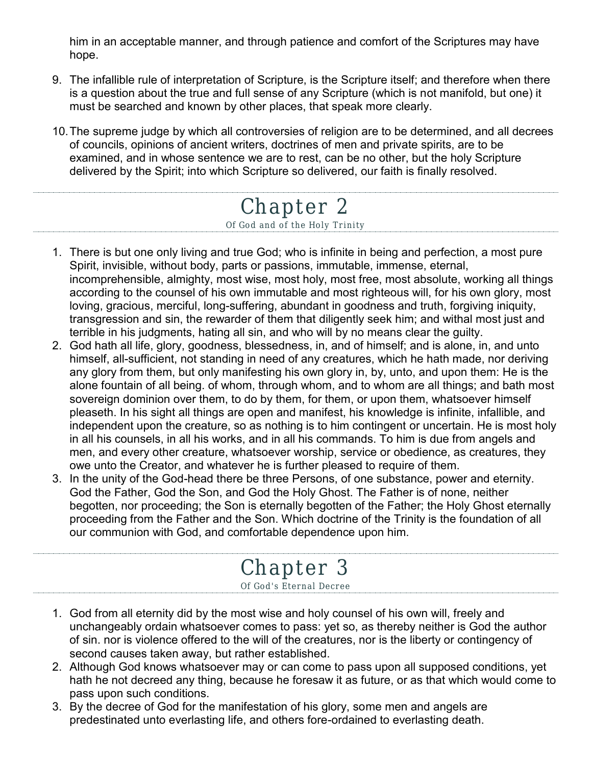him in an acceptable manner, and through patience and comfort of the Scriptures may have hope.

9. The infallible rule of interpretation of Scripture, is the Scripture itself; and therefore when there is a question about the true and full sense of any Scripture (which is not manifold, but one) it must be searched and known by other places, that speak more clearly.
10. The supreme judge by which all controversies of religion are to be determined, and all decrees of councils, opinions of ancient writers, doctrines of men and private spirits, are to be examined, and in whose sentence we are to rest, can be no other, but the holy Scripture delivered by the Spirit; into which Scripture so delivered, our faith is finally resolved.

## Chapter 2

### Of God and of the Holy Trinity

1. There is but one only living and true God; who is infinite in being and perfection, a most pure Spirit, invisible, without body, parts or passions, immutable, immense, eternal, incomprehensible, almighty, most wise, most holy, most free, most absolute, working all things according to the counsel of his own immutable and most righteous will, for his own glory, most loving, gracious, merciful, long-suffering, abundant in goodness and truth, forgiving iniquity, transgression and sin, the rewarder of them that diligently seek him; and withal most just and terrible in his judgments, hating all sin, and who will by no means clear the guilty.
2. God hath all life, glory, goodness, blessedness, in, and of himself; and is alone, in, and unto himself, all-sufficient, not standing in need of any creatures, which he hath made, nor deriving any glory from them, but only manifesting his own glory in, by, unto, and upon them: He is the alone fountain of all being. of whom, through whom, and to whom are all things; and bath most sovereign dominion over them, to do by them, for them, or upon them, whatsoever himself pleaseth. In his sight all things are open and manifest, his knowledge is infinite, infallible, and independent upon the creature, so as nothing is to him contingent or uncertain. He is most holy in all his counsels, in all his works, and in all his commands. To him is due from angels and men, and every other creature, whatsoever worship, service or obedience, as creatures, they owe unto the Creator, and whatever he is further pleased to require of them.
3. In the unity of the God-head there be three Persons, of one substance, power and eternity. God the Father, God the Son, and God the Holy Ghost. The Father is of none, neither begotten, nor proceeding; the Son is eternally begotten of the Father; the Holy Ghost eternally proceeding from the Father and the Son. Which doctrine of the Trinity is the foundation of all our communion with God, and comfortable dependence upon him.

## Chapter 3

### Of God's Eternal Decree

1. God from all eternity did by the most wise and holy counsel of his own will, freely and unchangeably ordain whatsoever comes to pass: yet so, as thereby neither is God the author of sin. nor is violence offered to the will of the creatures, nor is the liberty or contingency of second causes taken away, but rather established.
2. Although God knows whatsoever may or can come to pass upon all supposed conditions, yet hath he not decreed any thing, because he foresaw it as future, or as that which would come to pass upon such conditions.
3. By the decree of God for the manifestation of his glory, some men and angels are predestinated unto everlasting life, and others fore-ordained to everlasting death.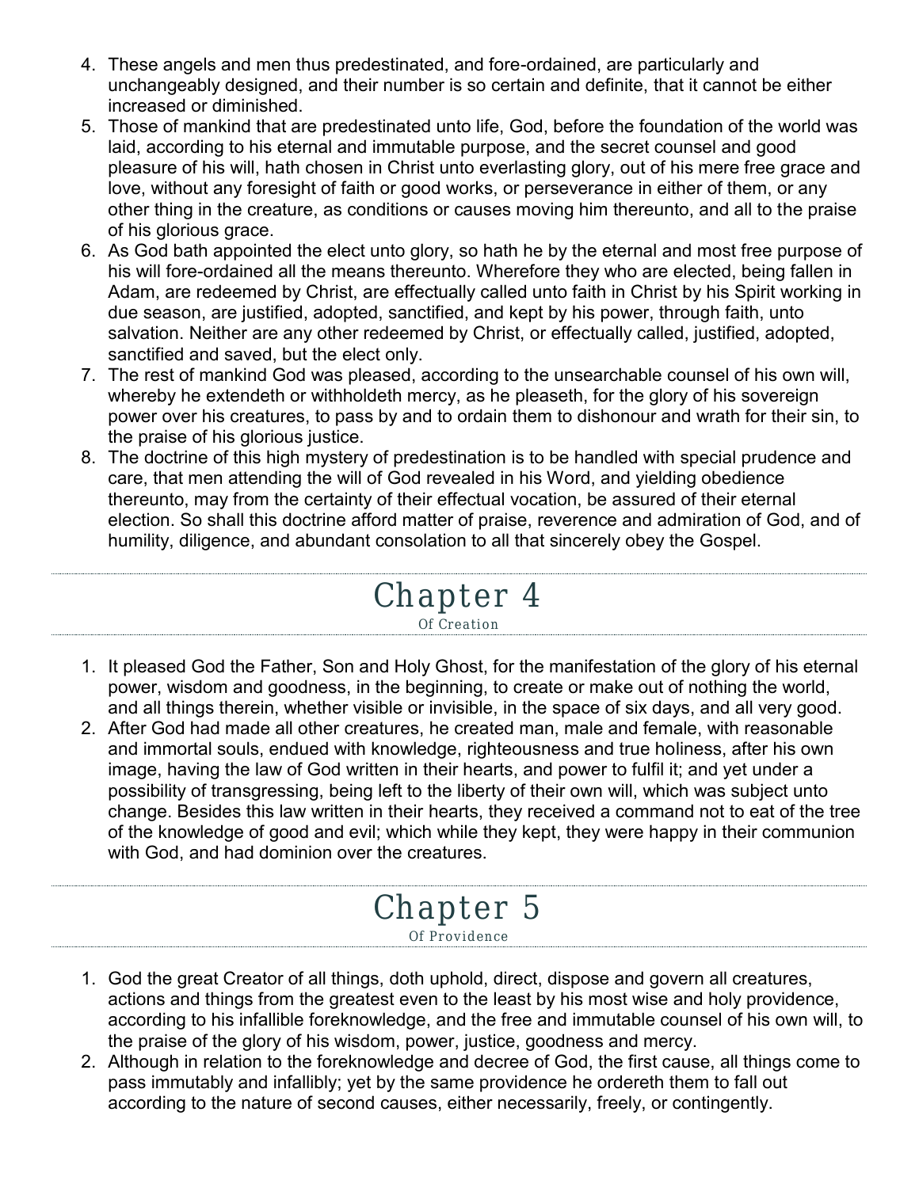4. These angels and men thus predestinated, and fore-ordained, are particularly and unchangeably designed, and their number is so certain and definite, that it cannot be either increased or diminished.
5. Those of mankind that are predestinated unto life, God, before the foundation of the world was laid, according to his eternal and immutable purpose, and the secret counsel and good pleasure of his will, hath chosen in Christ unto everlasting glory, out of his mere free grace and love, without any foresight of faith or good works, or perseverance in either of them, or any other thing in the creature, as conditions or causes moving him thereunto, and all to the praise of his glorious grace.
6. As God bath appointed the elect unto glory, so hath he by the eternal and most free purpose of his will fore-ordained all the means thereunto. Wherefore they who are elected, being fallen in Adam, are redeemed by Christ, are effectually called unto faith in Christ by his Spirit working in due season, are justified, adopted, sanctified, and kept by his power, through faith, unto salvation. Neither are any other redeemed by Christ, or effectually called, justified, adopted, sanctified and saved, but the elect only.
7. The rest of mankind God was pleased, according to the unsearchable counsel of his own will, whereby he extendeth or withholdeth mercy, as he pleaseth, for the glory of his sovereign power over his creatures, to pass by and to ordain them to dishonour and wrath for their sin, to the praise of his glorious justice.
8. The doctrine of this high mystery of predestination is to be handled with special prudence and care, that men attending the will of God revealed in his Word, and yielding obedience thereunto, may from the certainty of their effectual vocation, be assured of their eternal election. So shall this doctrine afford matter of praise, reverence and admiration of God, and of humility, diligence, and abundant consolation to all that sincerely obey the Gospel.

## Chapter 4

### Of Creation

1. It pleased God the Father, Son and Holy Ghost, for the manifestation of the glory of his eternal power, wisdom and goodness, in the beginning, to create or make out of nothing the world, and all things therein, whether visible or invisible, in the space of six days, and all very good.
2. After God had made all other creatures, he created man, male and female, with reasonable and immortal souls, endued with knowledge, righteousness and true holiness, after his own image, having the law of God written in their hearts, and power to fulfil it; and yet under a possibility of transgressing, being left to the liberty of their own will, which was subject unto change. Besides this law written in their hearts, they received a command not to eat of the tree of the knowledge of good and evil; which while they kept, they were happy in their communion with God, and had dominion over the creatures.

## Chapter 5

### Of Providence

1. God the great Creator of all things, doth uphold, direct, dispose and govern all creatures, actions and things from the greatest even to the least by his most wise and holy providence, according to his infallible foreknowledge, and the free and immutable counsel of his own will, to the praise of the glory of his wisdom, power, justice, goodness and mercy.
2. Although in relation to the foreknowledge and decree of God, the first cause, all things come to pass immutably and infallibly; yet by the same providence he ordereth them to fall out according to the nature of second causes, either necessarily, freely, or contingently.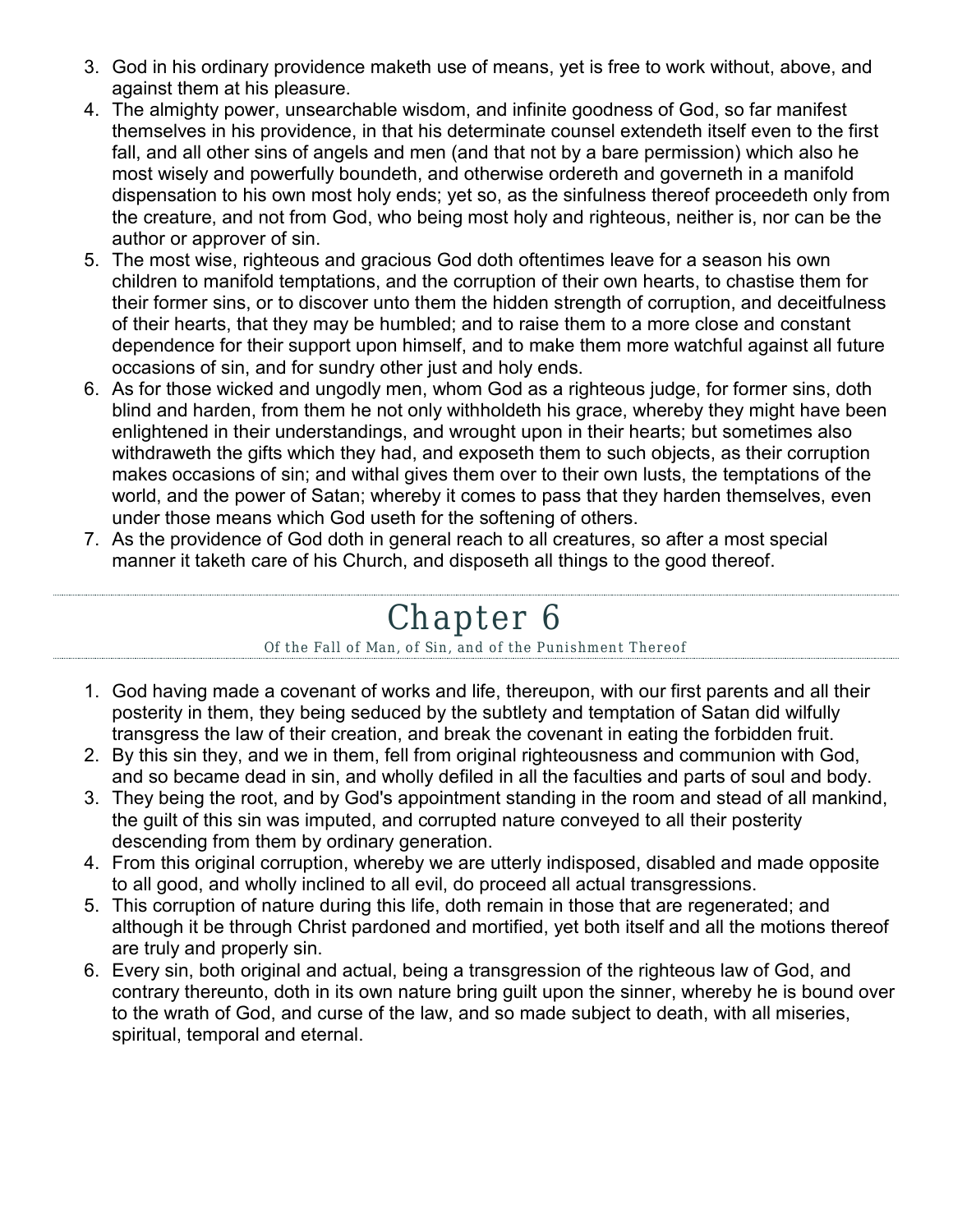3. God in his ordinary providence maketh use of means, yet is free to work without, above, and against them at his pleasure.
4. The almighty power, unsearchable wisdom, and infinite goodness of God, so far manifest themselves in his providence, in that his determinate counsel extendeth itself even to the first fall, and all other sins of angels and men (and that not by a bare permission) which also he most wisely and powerfully boundeth, and otherwise ordereth and governeth in a manifold dispensation to his own most holy ends; yet so, as the sinfulness thereof proceedeth only from the creature, and not from God, who being most holy and righteous, neither is, nor can be the author or approver of sin.
5. The most wise, righteous and gracious God doth oftentimes leave for a season his own children to manifold temptations, and the corruption of their own hearts, to chastise them for their former sins, or to discover unto them the hidden strength of corruption, and deceitfulness of their hearts, that they may be humbled; and to raise them to a more close and constant dependence for their support upon himself, and to make them more watchful against all future occasions of sin, and for sundry other just and holy ends.
6. As for those wicked and ungodly men, whom God as a righteous judge, for former sins, doth blind and harden, from them he not only withholdeth his grace, whereby they might have been enlightened in their understandings, and wrought upon in their hearts; but sometimes also withdraweth the gifts which they had, and exposeth them to such objects, as their corruption makes occasions of sin; and withal gives them over to their own lusts, the temptations of the world, and the power of Satan; whereby it comes to pass that they harden themselves, even under those means which God useth for the softening of others.
7. As the providence of God doth in general reach to all creatures, so after a most special manner it taketh care of his Church, and disposeth all things to the good thereof.

# Chapter 6

Of the Fall of Man, of Sin, and of the Punishment Thereof

1. God having made a covenant of works and life, thereupon, with our first parents and all their posterity in them, they being seduced by the subtlety and temptation of Satan did wilfully transgress the law of their creation, and break the covenant in eating the forbidden fruit.
2. By this sin they, and we in them, fell from original righteousness and communion with God, and so became dead in sin, and wholly defiled in all the faculties and parts of soul and body.
3. They being the root, and by God's appointment standing in the room and stead of all mankind, the guilt of this sin was imputed, and corrupted nature conveyed to all their posterity descending from them by ordinary generation.
4. From this original corruption, whereby we are utterly indisposed, disabled and made opposite to all good, and wholly inclined to all evil, do proceed all actual transgressions.
5. This corruption of nature during this life, doth remain in those that are regenerated; and although it be through Christ pardoned and mortified, yet both itself and all the motions thereof are truly and properly sin.
6. Every sin, both original and actual, being a transgression of the righteous law of God, and contrary thereunto, doth in its own nature bring guilt upon the sinner, whereby he is bound over to the wrath of God, and curse of the law, and so made subject to death, with all miseries, spiritual, temporal and eternal.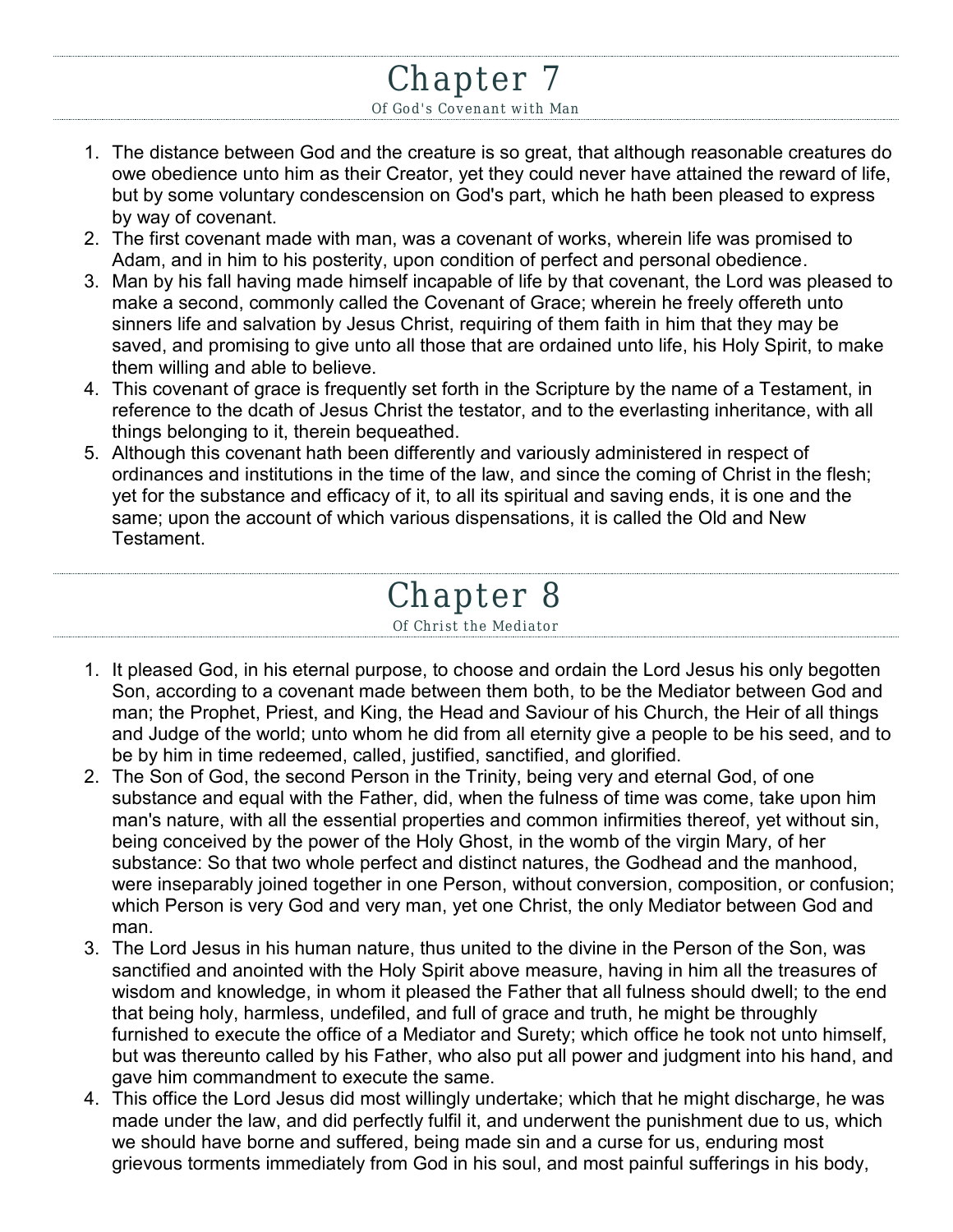# Chapter 7

Of God's Covenant with Man

1. The distance between God and the creature is so great, that although reasonable creatures do owe obedience unto him as their Creator, yet they could never have attained the reward of life, but by some voluntary condescension on God's part, which he hath been pleased to express by way of covenant.
2. The first covenant made with man, was a covenant of works, wherein life was promised to Adam, and in him to his posterity, upon condition of perfect and personal obedience.
3. Man by his fall having made himself incapable of life by that covenant, the Lord was pleased to make a second, commonly called the Covenant of Grace; wherein he freely offereth unto sinners life and salvation by Jesus Christ, requiring of them faith in him that they may be saved, and promising to give unto all those that are ordained unto life, his Holy Spirit, to make them willing and able to believe.
4. This covenant of grace is frequently set forth in the Scripture by the name of a Testament, in reference to the dcath of Jesus Christ the testator, and to the everlasting inheritance, with all things belonging to it, therein bequeathed.
5. Although this covenant hath been differently and variously administered in respect of ordinances and institutions in the time of the law, and since the coming of Christ in the flesh; yet for the substance and efficacy of it, to all its spiritual and saving ends, it is one and the same; upon the account of which various dispensations, it is called the Old and New Testament.

# Chapter 8

Of Christ the Mediator

1. It pleased God, in his eternal purpose, to choose and ordain the Lord Jesus his only begotten Son, according to a covenant made between them both, to be the Mediator between God and man; the Prophet, Priest, and King, the Head and Saviour of his Church, the Heir of all things and Judge of the world; unto whom he did from all eternity give a people to be his seed, and to be by him in time redeemed, called, justified, sanctified, and glorified.
2. The Son of God, the second Person in the Trinity, being very and eternal God, of one substance and equal with the Father, did, when the fulness of time was come, take upon him man's nature, with all the essential properties and common infirmities thereof, yet without sin, being conceived by the power of the Holy Ghost, in the womb of the virgin Mary, of her substance: So that two whole perfect and distinct natures, the Godhead and the manhood, were inseparably joined together in one Person, without conversion, composition, or confusion; which Person is very God and very man, yet one Christ, the only Mediator between God and man.
3. The Lord Jesus in his human nature, thus united to the divine in the Person of the Son, was sanctified and anointed with the Holy Spirit above measure, having in him all the treasures of wisdom and knowledge, in whom it pleased the Father that all fulness should dwell; to the end that being holy, harmless, undefiled, and full of grace and truth, he might be throughly furnished to execute the office of a Mediator and Surety; which office he took not unto himself, but was thereunto called by his Father, who also put all power and judgment into his hand, and gave him commandment to execute the same.
4. This office the Lord Jesus did most willingly undertake; which that he might discharge, he was made under the law, and did perfectly fulfil it, and underwent the punishment due to us, which we should have borne and suffered, being made sin and a curse for us, enduring most grievous torments immediately from God in his soul, and most painful sufferings in his body,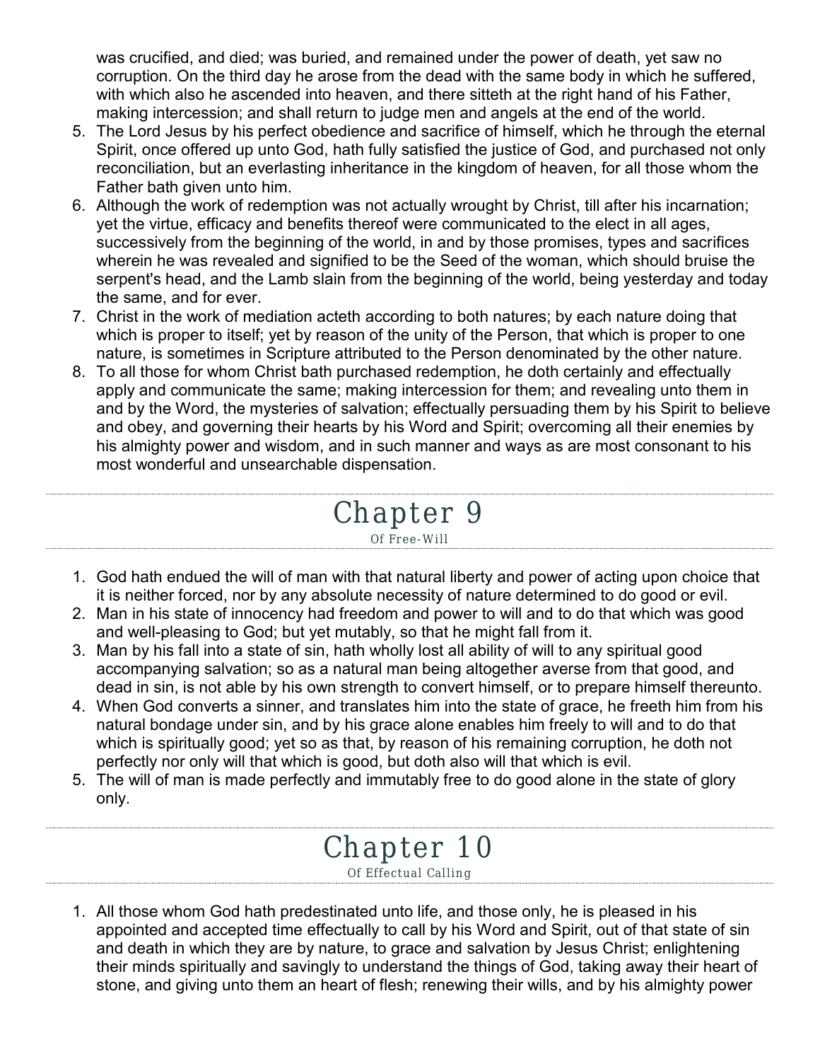was crucified, and died; was buried, and remained under the power of death, yet saw no corruption. On the third day he arose from the dead with the same body in which he suffered, with which also he ascended into heaven, and there sitteth at the right hand of his Father, making intercession; and shall return to judge men and angels at the end of the world.

5. The Lord Jesus by his perfect obedience and sacrifice of himself, which he through the eternal Spirit, once offered up unto God, hath fully satisfied the justice of God, and purchased not only reconciliation, but an everlasting inheritance in the kingdom of heaven, for all those whom the Father bath given unto him.
6. Although the work of redemption was not actually wrought by Christ, till after his incarnation; yet the virtue, efficacy and benefits thereof were communicated to the elect in all ages, successively from the beginning of the world, in and by those promises, types and sacrifices wherein he was revealed and signified to be the Seed of the woman, which should bruise the serpent's head, and the Lamb slain from the beginning of the world, being yesterday and today the same, and for ever.
7. Christ in the work of mediation acteth according to both natures; by each nature doing that which is proper to itself; yet by reason of the unity of the Person, that which is proper to one nature, is sometimes in Scripture attributed to the Person denominated by the other nature.
8. To all those for whom Christ bath purchased redemption, he doth certainly and effectually apply and communicate the same; making intercession for them; and revealing unto them in and by the Word, the mysteries of salvation; effectually persuading them by his Spirit to believe and obey, and governing their hearts by his Word and Spirit; overcoming all their enemies by his almighty power and wisdom, and in such manner and ways as are most consonant to his most wonderful and unsearchable dispensation.

# Chapter 9

Of Free-Will

1. God hath endued the will of man with that natural liberty and power of acting upon choice that it is neither forced, nor by any absolute necessity of nature determined to do good or evil.
2. Man in his state of innocency had freedom and power to will and to do that which was good and well-pleasing to God; but yet mutably, so that he might fall from it.
3. Man by his fall into a state of sin, hath wholly lost all ability of will to any spiritual good accompanying salvation; so as a natural man being altogether averse from that good, and dead in sin, is not able by his own strength to convert himself, or to prepare himself thereunto.
4. When God converts a sinner, and translates him into the state of grace, he freeth him from his natural bondage under sin, and by his grace alone enables him freely to will and to do that which is spiritually good; yet so as that, by reason of his remaining corruption, he doth not perfectly nor only will that which is good, but doth also will that which is evil.
5. The will of man is made perfectly and immutably free to do good alone in the state of glory only.

# Chapter 10

Of Effectual Calling

1. All those whom God hath predestinated unto life, and those only, he is pleased in his appointed and accepted time effectually to call by his Word and Spirit, out of that state of sin and death in which they are by nature, to grace and salvation by Jesus Christ; enlightening their minds spiritually and savingly to understand the things of God, taking away their heart of stone, and giving unto them an heart of flesh; renewing their wills, and by his almighty power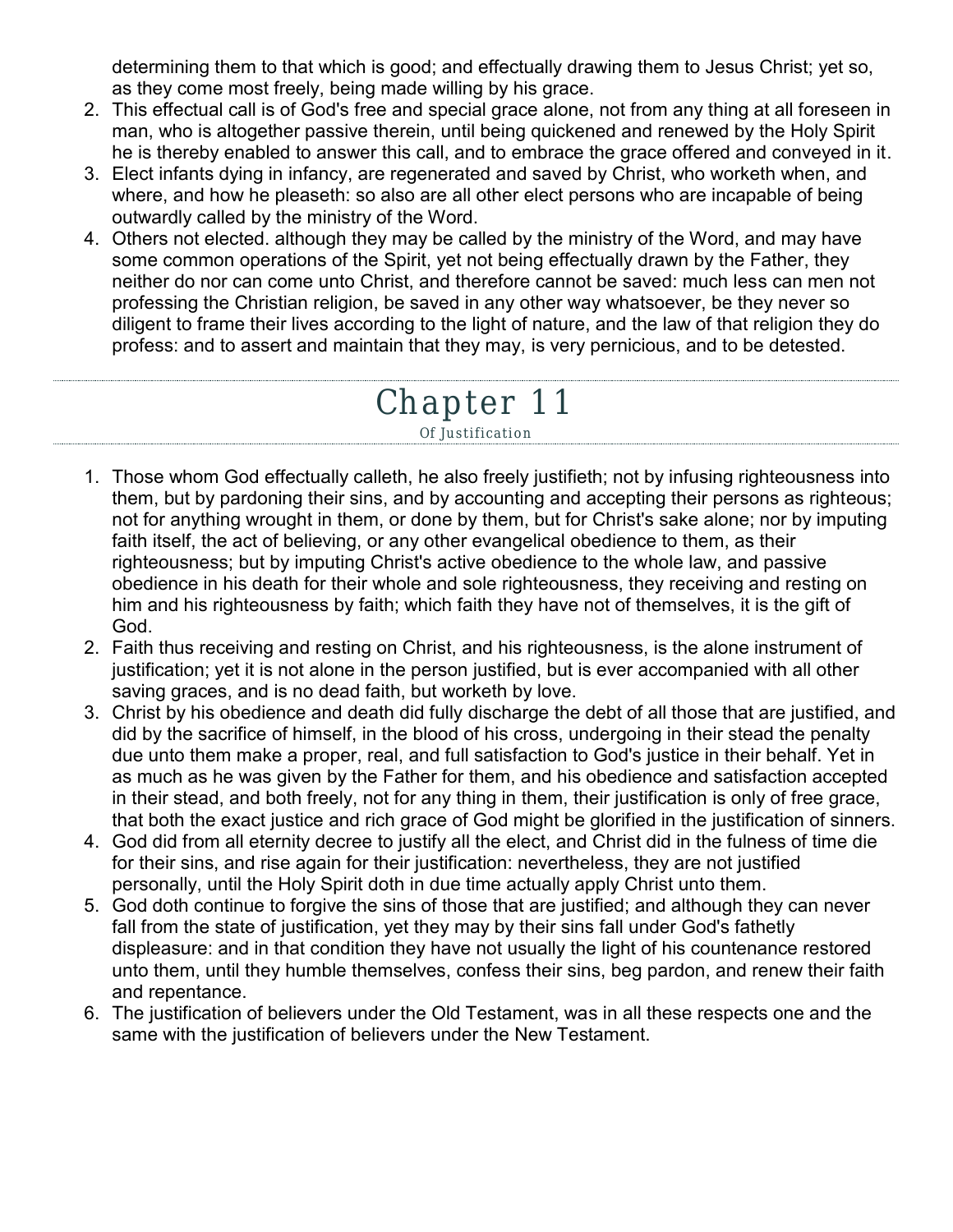determining them to that which is good; and effectually drawing them to Jesus Christ; yet so, as they come most freely, being made willing by his grace.

2. This effectual call is of God's free and special grace alone, not from any thing at all foreseen in man, who is altogether passive therein, until being quickened and renewed by the Holy Spirit he is thereby enabled to answer this call, and to embrace the grace offered and conveyed in it.
3. Elect infants dying in infancy, are regenerated and saved by Christ, who worketh when, and where, and how he pleaseth: so also are all other elect persons who are incapable of being outwardly called by the ministry of the Word.
4. Others not elected. although they may be called by the ministry of the Word, and may have some common operations of the Spirit, yet not being effectually drawn by the Father, they neither do nor can come unto Christ, and therefore cannot be saved: much less can men not professing the Christian religion, be saved in any other way whatsoever, be they never so diligent to frame their lives according to the light of nature, and the law of that religion they do profess: and to assert and maintain that they may, is very pernicious, and to be detested.

# Chapter 11

Of Justification

1. Those whom God effectually calleth, he also freely justifieth; not by infusing righteousness into them, but by pardoning their sins, and by accounting and accepting their persons as righteous; not for anything wrought in them, or done by them, but for Christ's sake alone; nor by imputing faith itself, the act of believing, or any other evangelical obedience to them, as their righteousness; but by imputing Christ's active obedience to the whole law, and passive obedience in his death for their whole and sole righteousness, they receiving and resting on him and his righteousness by faith; which faith they have not of themselves, it is the gift of God.
2. Faith thus receiving and resting on Christ, and his righteousness, is the alone instrument of justification; yet it is not alone in the person justified, but is ever accompanied with all other saving graces, and is no dead faith, but worketh by love.
3. Christ by his obedience and death did fully discharge the debt of all those that are justified, and did by the sacrifice of himself, in the blood of his cross, undergoing in their stead the penalty due unto them make a proper, real, and full satisfaction to God's justice in their behalf. Yet in as much as he was given by the Father for them, and his obedience and satisfaction accepted in their stead, and both freely, not for any thing in them, their justification is only of free grace, that both the exact justice and rich grace of God might be glorified in the justification of sinners.
4. God did from all eternity decree to justify all the elect, and Christ did in the fulness of time die for their sins, and rise again for their justification: nevertheless, they are not justified personally, until the Holy Spirit doth in due time actually apply Christ unto them.
5. God doth continue to forgive the sins of those that are justified; and although they can never fall from the state of justification, yet they may by their sins fall under God's fathetly displeasure: and in that condition they have not usually the light of his countenance restored unto them, until they humble themselves, confess their sins, beg pardon, and renew their faith and repentance.
6. The justification of believers under the Old Testament, was in all these respects one and the same with the justification of believers under the New Testament.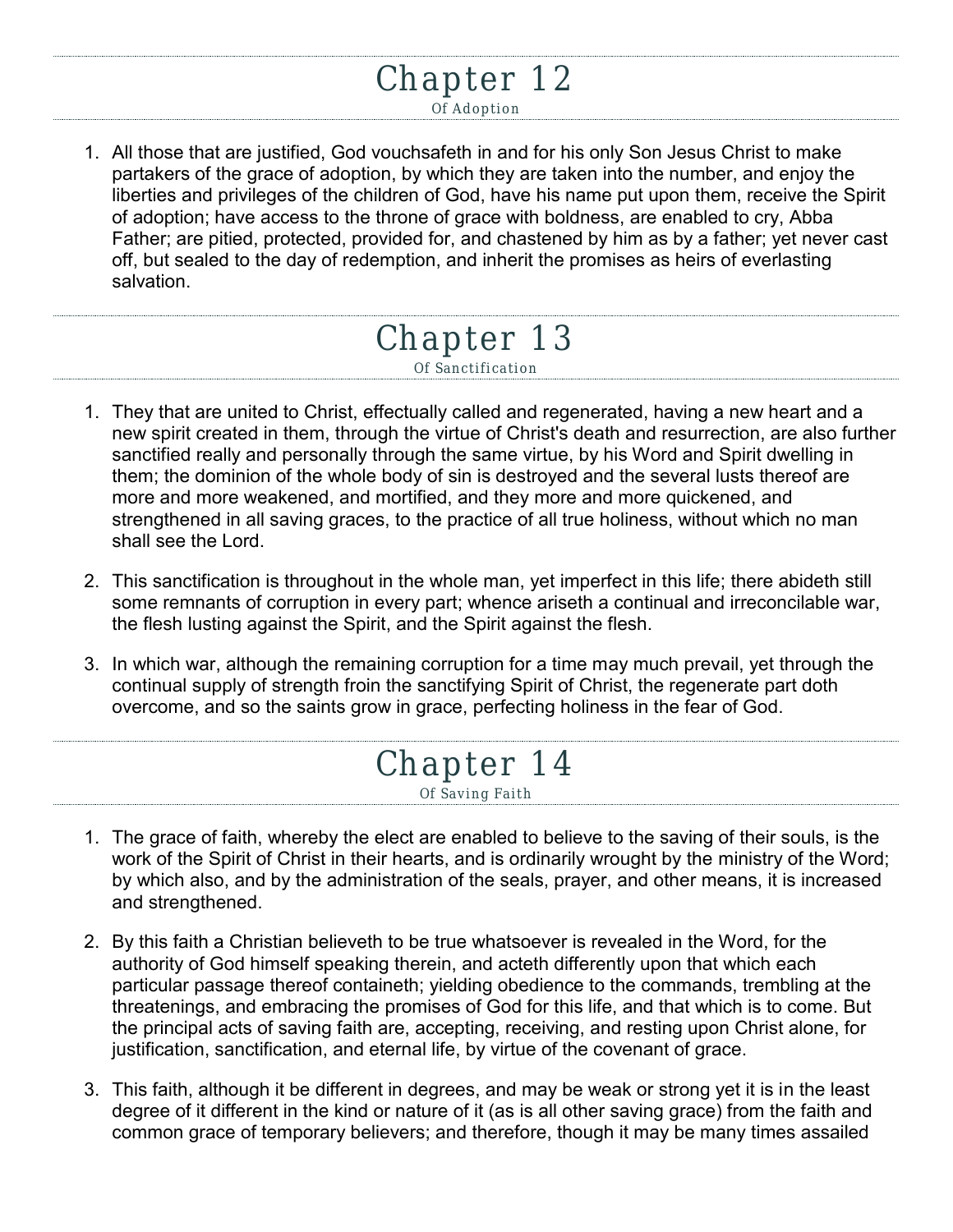# Chapter 12

Of Adoption

1. All those that are justified, God vouchsafeth in and for his only Son Jesus Christ to make partakers of the grace of adoption, by which they are taken into the number, and enjoy the liberties and privileges of the children of God, have his name put upon them, receive the Spirit of adoption; have access to the throne of grace with boldness, are enabled to cry, Abba Father; are pitied, protected, provided for, and chastened by him as by a father; yet never cast off, but sealed to the day of redemption, and inherit the promises as heirs of everlasting salvation.

# Chapter 13

Of Sanctification

1. They that are united to Christ, effectually called and regenerated, having a new heart and a new spirit created in them, through the virtue of Christ's death and resurrection, are also further sanctified really and personally through the same virtue, by his Word and Spirit dwelling in them; the dominion of the whole body of sin is destroyed and the several lusts thereof are more and more weakened, and mortified, and they more and more quickened, and strengthened in all saving graces, to the practice of all true holiness, without which no man shall see the Lord.

2. This sanctification is throughout in the whole man, yet imperfect in this life; there abideth still some remnants of corruption in every part; whence ariseth a continual and irreconcilable war, the flesh lusting against the Spirit, and the Spirit against the flesh.

3. In which war, although the remaining corruption for a time may much prevail, yet through the continual supply of strength froin the sanctifying Spirit of Christ, the regenerate part doth overcome, and so the saints grow in grace, perfecting holiness in the fear of God.

# Chapter 14

Of Saving Faith

1. The grace of faith, whereby the elect are enabled to believe to the saving of their souls, is the work of the Spirit of Christ in their hearts, and is ordinarily wrought by the ministry of the Word; by which also, and by the administration of the seals, prayer, and other means, it is increased and strengthened.

2. By this faith a Christian believeth to be true whatsoever is revealed in the Word, for the authority of God himself speaking therein, and acteth differently upon that which each particular passage thereof containeth; yielding obedience to the commands, trembling at the threatenings, and embracing the promises of God for this life, and that which is to come. But the principal acts of saving faith are, accepting, receiving, and resting upon Christ alone, for justification, sanctification, and eternal life, by virtue of the covenant of grace.

3. This faith, although it be different in degrees, and may be weak or strong yet it is in the least degree of it different in the kind or nature of it (as is all other saving grace) from the faith and common grace of temporary believers; and therefore, though it may be many times assailed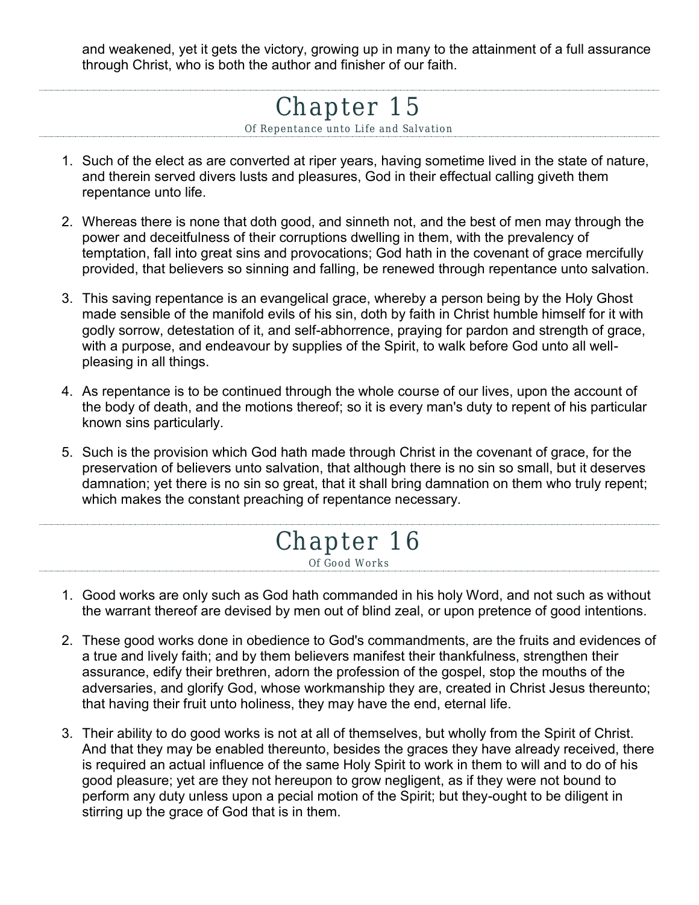and weakened, yet it gets the victory, growing up in many to the attainment of a full assurance through Christ, who is both the author and finisher of our faith.

# Chapter 15

Of Repentance unto Life and Salvation

1. Such of the elect as are converted at riper years, having sometime lived in the state of nature, and therein served divers lusts and pleasures, God in their effectual calling giveth them repentance unto life.

2. Whereas there is none that doth good, and sinneth not, and the best of men may through the power and deceitfulness of their corruptions dwelling in them, with the prevalency of temptation, fall into great sins and provocations; God hath in the covenant of grace mercifully provided, that believers so sinning and falling, be renewed through repentance unto salvation.

3. This saving repentance is an evangelical grace, whereby a person being by the Holy Ghost made sensible of the manifold evils of his sin, doth by faith in Christ humble himself for it with godly sorrow, detestation of it, and self-abhorrence, praying for pardon and strength of grace, with a purpose, and endeavour by supplies of the Spirit, to walk before God unto all well-pleasing in all things.

4. As repentance is to be continued through the whole course of our lives, upon the account of the body of death, and the motions thereof; so it is every man's duty to repent of his particular known sins particularly.

5. Such is the provision which God hath made through Christ in the covenant of grace, for the preservation of believers unto salvation, that although there is no sin so small, but it deserves damnation; yet there is no sin so great, that it shall bring damnation on them who truly repent; which makes the constant preaching of repentance necessary.

# Chapter 16

Of Good Works

1. Good works are only such as God hath commanded in his holy Word, and not such as without the warrant thereof are devised by men out of blind zeal, or upon pretence of good intentions.

2. These good works done in obedience to God's commandments, are the fruits and evidences of a true and lively faith; and by them believers manifest their thankfulness, strengthen their assurance, edify their brethren, adorn the profession of the gospel, stop the mouths of the adversaries, and glorify God, whose workmanship they are, created in Christ Jesus thereunto; that having their fruit unto holiness, they may have the end, eternal life.

3. Their ability to do good works is not at all of themselves, but wholly from the Spirit of Christ. And that they may be enabled thereunto, besides the graces they have already received, there is required an actual influence of the same Holy Spirit to work in them to will and to do of his good pleasure; yet are they not hereupon to grow negligent, as if they were not bound to perform any duty unless upon a pecial motion of the Spirit; but they-ought to be diligent in stirring up the grace of God that is in them.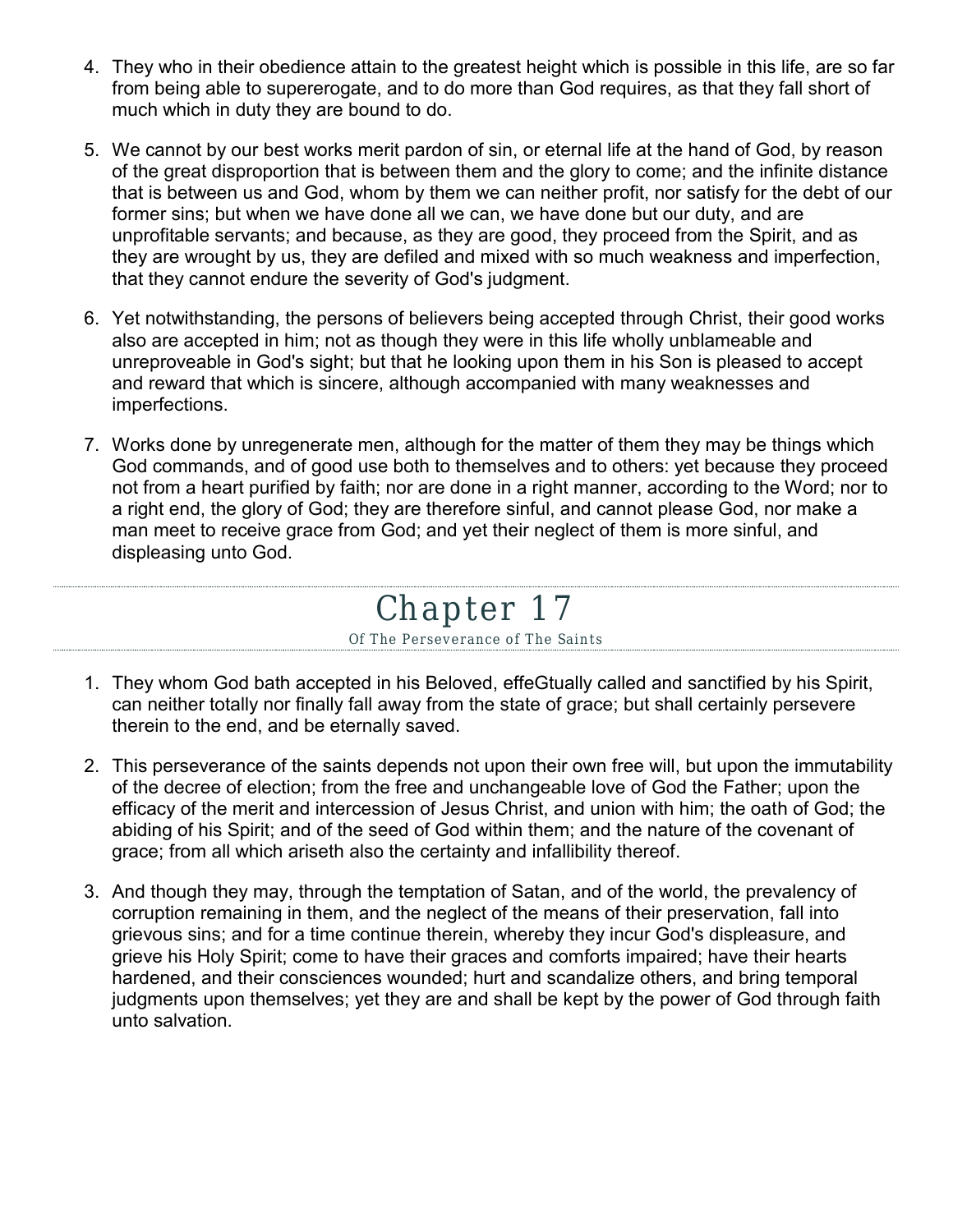4. They who in their obedience attain to the greatest height which is possible in this life, are so far from being able to supererogate, and to do more than God requires, as that they fall short of much which in duty they are bound to do.

5. We cannot by our best works merit pardon of sin, or eternal life at the hand of God, by reason of the great disproportion that is between them and the glory to come; and the infinite distance that is between us and God, whom by them we can neither profit, nor satisfy for the debt of our former sins; but when we have done all we can, we have done but our duty, and are unprofitable servants; and because, as they are good, they proceed from the Spirit, and as they are wrought by us, they are defiled and mixed with so much weakness and imperfection, that they cannot endure the severity of God's judgment.

6. Yet notwithstanding, the persons of believers being accepted through Christ, their good works also are accepted in him; not as though they were in this life wholly unblameable and unreproveable in God's sight; but that he looking upon them in his Son is pleased to accept and reward that which is sincere, although accompanied with many weaknesses and imperfections.

7. Works done by unregenerate men, although for the matter of them they may be things which God commands, and of good use both to themselves and to others: yet because they proceed not from a heart purified by faith; nor are done in a right manner, according to the Word; nor to a right end, the glory of God; they are therefore sinful, and cannot please God, nor make a man meet to receive grace from God; and yet their neglect of them is more sinful, and displeasing unto God.

# Chapter 17

## Of The Perseverance of The Saints

1. They whom God bath accepted in his Beloved, effeGtually called and sanctified by his Spirit, can neither totally nor finally fall away from the state of grace; but shall certainly persevere therein to the end, and be eternally saved.

2. This perseverance of the saints depends not upon their own free will, but upon the immutability of the decree of election; from the free and unchangeable love of God the Father; upon the efficacy of the merit and intercession of Jesus Christ, and union with him; the oath of God; the abiding of his Spirit; and of the seed of God within them; and the nature of the covenant of grace; from all which ariseth also the certainty and infallibility thereof.

3. And though they may, through the temptation of Satan, and of the world, the prevalency of corruption remaining in them, and the neglect of the means of their preservation, fall into grievous sins; and for a time continue therein, whereby they incur God's displeasure, and grieve his Holy Spirit; come to have their graces and comforts impaired; have their hearts hardened, and their consciences wounded; hurt and scandalize others, and bring temporal judgments upon themselves; yet they are and shall be kept by the power of God through faith unto salvation.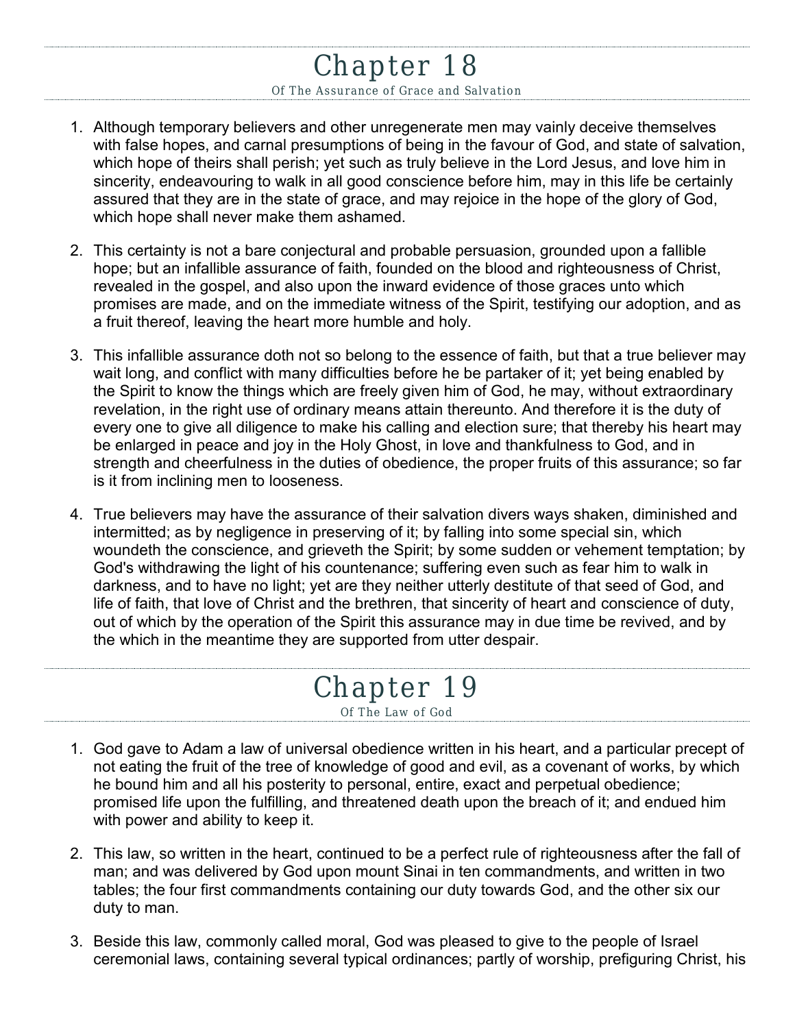# Chapter 18

### Of The Assurance of Grace and Salvation

1. Although temporary believers and other unregenerate men may vainly deceive themselves with false hopes, and carnal presumptions of being in the favour of God, and state of salvation, which hope of theirs shall perish; yet such as truly believe in the Lord Jesus, and love him in sincerity, endeavouring to walk in all good conscience before him, may in this life be certainly assured that they are in the state of grace, and may rejoice in the hope of the glory of God, which hope shall never make them ashamed.

2. This certainty is not a bare conjectural and probable persuasion, grounded upon a fallible hope; but an infallible assurance of faith, founded on the blood and righteousness of Christ, revealed in the gospel, and also upon the inward evidence of those graces unto which promises are made, and on the immediate witness of the Spirit, testifying our adoption, and as a fruit thereof, leaving the heart more humble and holy.

3. This infallible assurance doth not so belong to the essence of faith, but that a true believer may wait long, and conflict with many difficulties before he be partaker of it; yet being enabled by the Spirit to know the things which are freely given him of God, he may, without extraordinary revelation, in the right use of ordinary means attain thereunto. And therefore it is the duty of every one to give all diligence to make his calling and election sure; that thereby his heart may be enlarged in peace and joy in the Holy Ghost, in love and thankfulness to God, and in strength and cheerfulness in the duties of obedience, the proper fruits of this assurance; so far is it from inclining men to looseness.

4. True believers may have the assurance of their salvation divers ways shaken, diminished and intermitted; as by negligence in preserving of it; by falling into some special sin, which woundeth the conscience, and grieveth the Spirit; by some sudden or vehement temptation; by God's withdrawing the light of his countenance; suffering even such as fear him to walk in darkness, and to have no light; yet are they neither utterly destitute of that seed of God, and life of faith, that love of Christ and the brethren, that sincerity of heart and conscience of duty, out of which by the operation of the Spirit this assurance may in due time be revived, and by the which in the meantime they are supported from utter despair.

# Chapter 19

### Of The Law of God

1. God gave to Adam a law of universal obedience written in his heart, and a particular precept of not eating the fruit of the tree of knowledge of good and evil, as a covenant of works, by which he bound him and all his posterity to personal, entire, exact and perpetual obedience; promised life upon the fulfilling, and threatened death upon the breach of it; and endued him with power and ability to keep it.

2. This law, so written in the heart, continued to be a perfect rule of righteousness after the fall of man; and was delivered by God upon mount Sinai in ten commandments, and written in two tables; the four first commandments containing our duty towards God, and the other six our duty to man.

3. Beside this law, commonly called moral, God was pleased to give to the people of Israel ceremonial laws, containing several typical ordinances; partly of worship, prefiguring Christ, his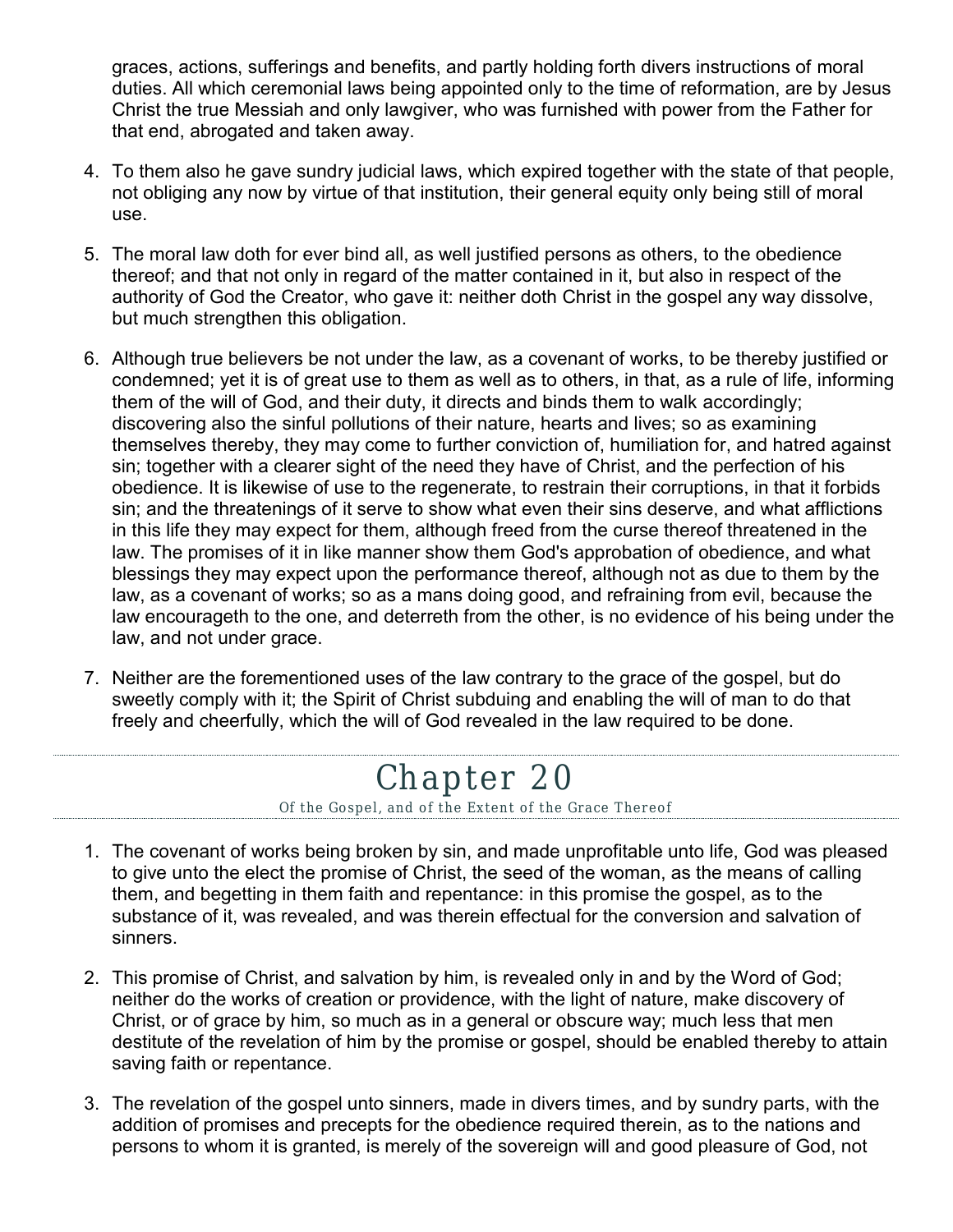graces, actions, sufferings and benefits, and partly holding forth divers instructions of moral duties. All which ceremonial laws being appointed only to the time of reformation, are by Jesus Christ the true Messiah and only lawgiver, who was furnished with power from the Father for that end, abrogated and taken away.

4. To them also he gave sundry judicial laws, which expired together with the state of that people, not obliging any now by virtue of that institution, their general equity only being still of moral use.

5. The moral law doth for ever bind all, as well justified persons as others, to the obedience thereof; and that not only in regard of the matter contained in it, but also in respect of the authority of God the Creator, who gave it: neither doth Christ in the gospel any way dissolve, but much strengthen this obligation.

6. Although true believers be not under the law, as a covenant of works, to be thereby justified or condemned; yet it is of great use to them as well as to others, in that, as a rule of life, informing them of the will of God, and their duty, it directs and binds them to walk accordingly; discovering also the sinful pollutions of their nature, hearts and lives; so as examining themselves thereby, they may come to further conviction of, humiliation for, and hatred against sin; together with a clearer sight of the need they have of Christ, and the perfection of his obedience. It is likewise of use to the regenerate, to restrain their corruptions, in that it forbids sin; and the threatenings of it serve to show what even their sins deserve, and what afflictions in this life they may expect for them, although freed from the curse thereof threatened in the law. The promises of it in like manner show them God's approbation of obedience, and what blessings they may expect upon the performance thereof, although not as due to them by the law, as a covenant of works; so as a mans doing good, and refraining from evil, because the law encourageth to the one, and deterreth from the other, is no evidence of his being under the law, and not under grace.

7. Neither are the forementioned uses of the law contrary to the grace of the gospel, but do sweetly comply with it; the Spirit of Christ subduing and enabling the will of man to do that freely and cheerfully, which the will of God revealed in the law required to be done.

## Chapter 20

Of the Gospel, and of the Extent of the Grace Thereof

1. The covenant of works being broken by sin, and made unprofitable unto life, God was pleased to give unto the elect the promise of Christ, the seed of the woman, as the means of calling them, and begetting in them faith and repentance: in this promise the gospel, as to the substance of it, was revealed, and was therein effectual for the conversion and salvation of sinners.

2. This promise of Christ, and salvation by him, is revealed only in and by the Word of God; neither do the works of creation or providence, with the light of nature, make discovery of Christ, or of grace by him, so much as in a general or obscure way; much less that men destitute of the revelation of him by the promise or gospel, should be enabled thereby to attain saving faith or repentance.

3. The revelation of the gospel unto sinners, made in divers times, and by sundry parts, with the addition of promises and precepts for the obedience required therein, as to the nations and persons to whom it is granted, is merely of the sovereign will and good pleasure of God, not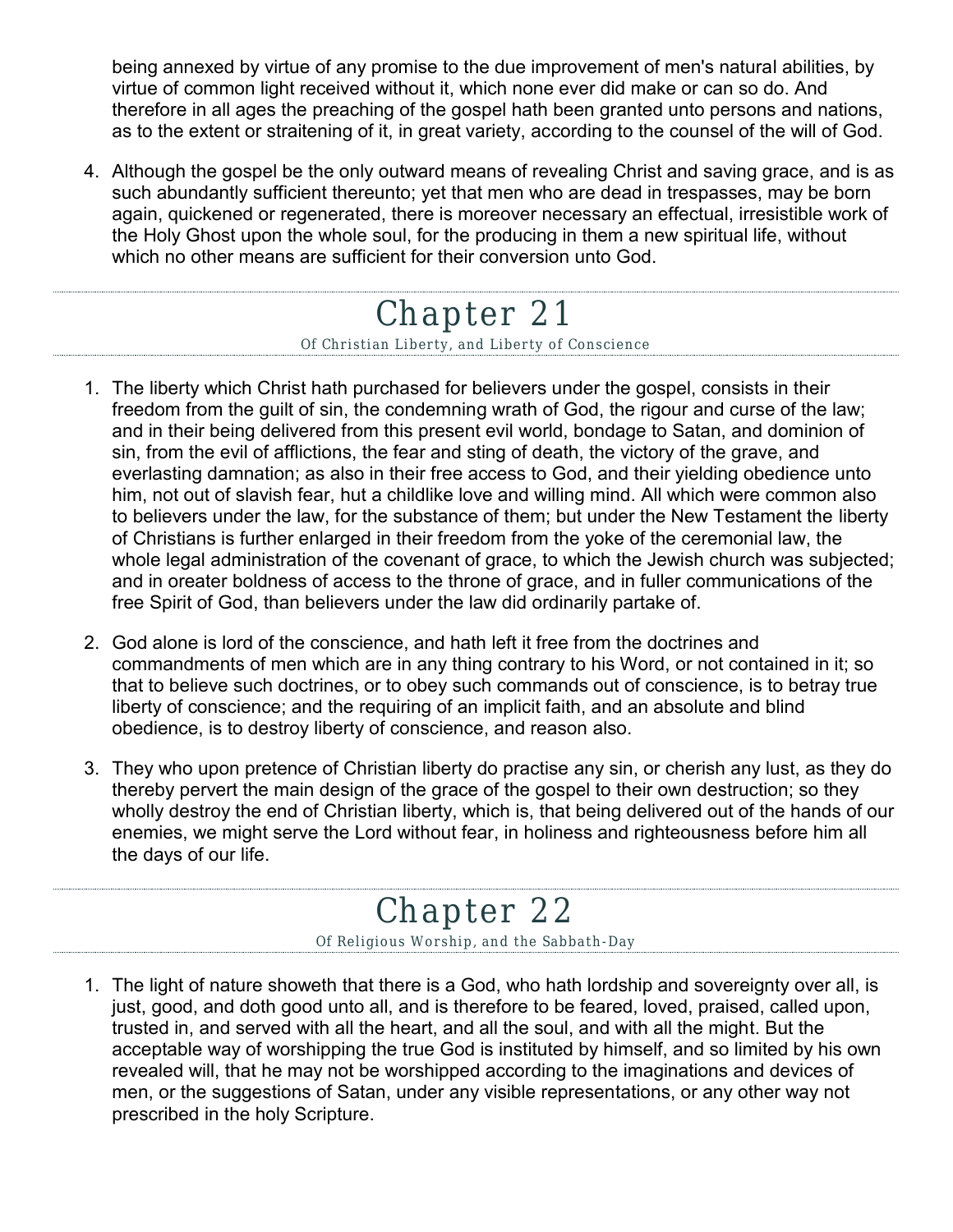being annexed by virtue of any promise to the due improvement of men's natural abilities, by virtue of common light received without it, which none ever did make or can so do. And therefore in all ages the preaching of the gospel hath been granted unto persons and nations, as to the extent or straitening of it, in great variety, according to the counsel of the will of God.

4. Although the gospel be the only outward means of revealing Christ and saving grace, and is as such abundantly sufficient thereunto; yet that men who are dead in trespasses, may be born again, quickened or regenerated, there is moreover necessary an effectual, irresistible work of the Holy Ghost upon the whole soul, for the producing in them a new spiritual life, without which no other means are sufficient for their conversion unto God.

## Chapter 21

Of Christian Liberty, and Liberty of Conscience

1. The liberty which Christ hath purchased for believers under the gospel, consists in their freedom from the guilt of sin, the condemning wrath of God, the rigour and curse of the law; and in their being delivered from this present evil world, bondage to Satan, and dominion of sin, from the evil of afflictions, the fear and sting of death, the victory of the grave, and everlasting damnation; as also in their free access to God, and their yielding obedience unto him, not out of slavish fear, hut a childlike love and willing mind. All which were common also to believers under the law, for the substance of them; but under the New Testament the liberty of Christians is further enlarged in their freedom from the yoke of the ceremonial law, the whole legal administration of the covenant of grace, to which the Jewish church was subjected; and in oreater boldness of access to the throne of grace, and in fuller communications of the free Spirit of God, than believers under the law did ordinarily partake of.
2. God alone is lord of the conscience, and hath left it free from the doctrines and commandments of men which are in any thing contrary to his Word, or not contained in it; so that to believe such doctrines, or to obey such commands out of conscience, is to betray true liberty of conscience; and the requiring of an implicit faith, and an absolute and blind obedience, is to destroy liberty of conscience, and reason also.
3. They who upon pretence of Christian liberty do practise any sin, or cherish any lust, as they do thereby pervert the main design of the grace of the gospel to their own destruction; so they wholly destroy the end of Christian liberty, which is, that being delivered out of the hands of our enemies, we might serve the Lord without fear, in holiness and righteousness before him all the days of our life.

## Chapter 22

Of Religious Worship, and the Sabbath-Day

1. The light of nature showeth that there is a God, who hath lordship and sovereignty over all, is just, good, and doth good unto all, and is therefore to be feared, loved, praised, called upon, trusted in, and served with all the heart, and all the soul, and with all the might. But the acceptable way of worshipping the true God is instituted by himself, and so limited by his own revealed will, that he may not be worshipped according to the imaginations and devices of men, or the suggestions of Satan, under any visible representations, or any other way not prescribed in the holy Scripture.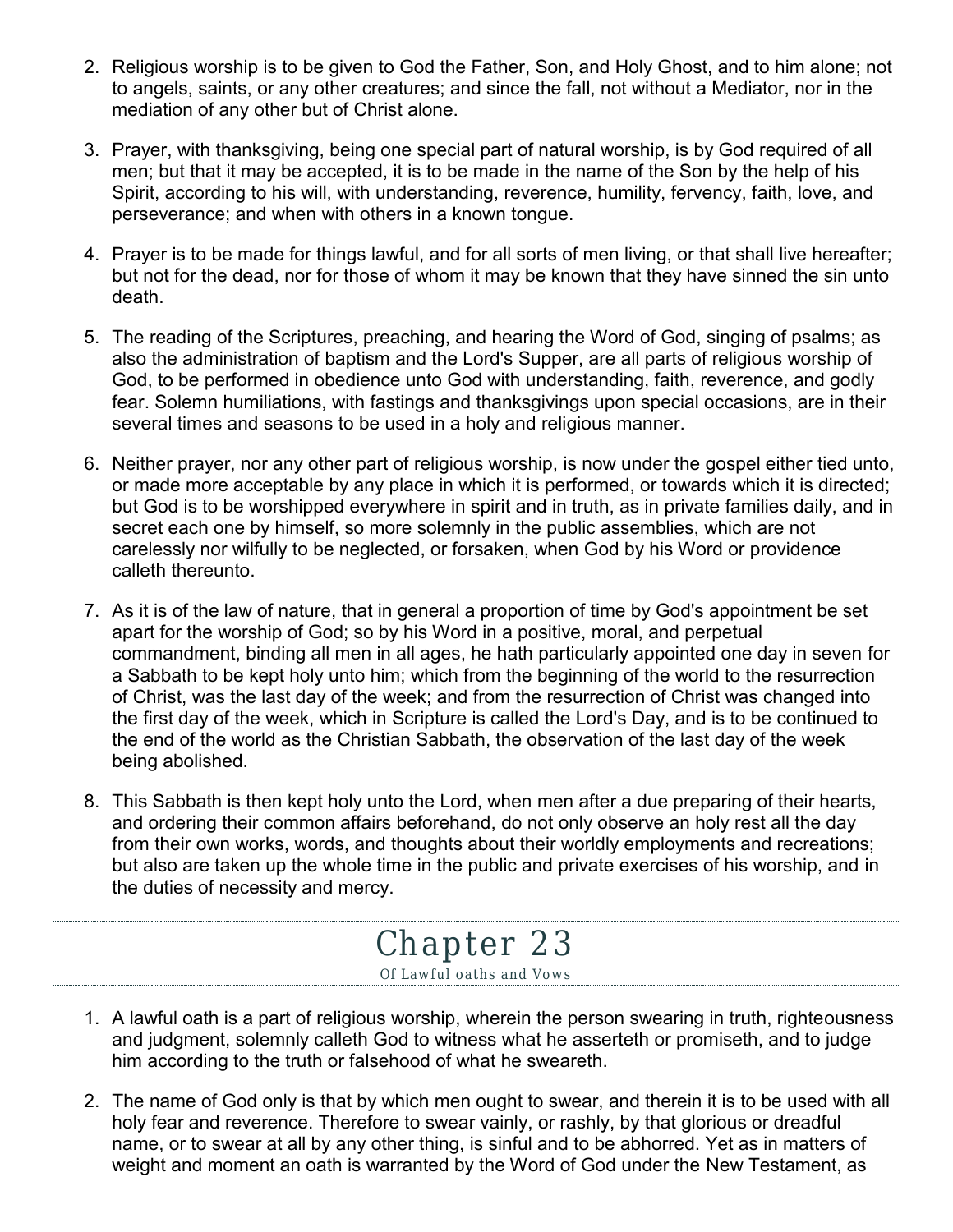2. Religious worship is to be given to God the Father, Son, and Holy Ghost, and to him alone; not to angels, saints, or any other creatures; and since the fall, not without a Mediator, nor in the mediation of any other but of Christ alone.

3. Prayer, with thanksgiving, being one special part of natural worship, is by God required of all men; but that it may be accepted, it is to be made in the name of the Son by the help of his Spirit, according to his will, with understanding, reverence, humility, fervency, faith, love, and perseverance; and when with others in a known tongue.

4. Prayer is to be made for things lawful, and for all sorts of men living, or that shall live hereafter; but not for the dead, nor for those of whom it may be known that they have sinned the sin unto death.

5. The reading of the Scriptures, preaching, and hearing the Word of God, singing of psalms; as also the administration of baptism and the Lord's Supper, are all parts of religious worship of God, to be performed in obedience unto God with understanding, faith, reverence, and godly fear. Solemn humiliations, with fastings and thanksgivings upon special occasions, are in their several times and seasons to be used in a holy and religious manner.

6. Neither prayer, nor any other part of religious worship, is now under the gospel either tied unto, or made more acceptable by any place in which it is performed, or towards which it is directed; but God is to be worshipped everywhere in spirit and in truth, as in private families daily, and in secret each one by himself, so more solemnly in the public assemblies, which are not carelessly nor wilfully to be neglected, or forsaken, when God by his Word or providence calleth thereunto.

7. As it is of the law of nature, that in general a proportion of time by God's appointment be set apart for the worship of God; so by his Word in a positive, moral, and perpetual commandment, binding all men in all ages, he hath particularly appointed one day in seven for a Sabbath to be kept holy unto him; which from the beginning of the world to the resurrection of Christ, was the last day of the week; and from the resurrection of Christ was changed into the first day of the week, which in Scripture is called the Lord's Day, and is to be continued to the end of the world as the Christian Sabbath, the observation of the last day of the week being abolished.

8. This Sabbath is then kept holy unto the Lord, when men after a due preparing of their hearts, and ordering their common affairs beforehand, do not only observe an holy rest all the day from their own works, words, and thoughts about their worldly employments and recreations; but also are taken up the whole time in the public and private exercises of his worship, and in the duties of necessity and mercy.

## Chapter 23

Of Lawful oaths and Vows

1. A lawful oath is a part of religious worship, wherein the person swearing in truth, righteousness and judgment, solemnly calleth God to witness what he asserteth or promiseth, and to judge him according to the truth or falsehood of what he sweareth.

2. The name of God only is that by which men ought to swear, and therein it is to be used with all holy fear and reverence. Therefore to swear vainly, or rashly, by that glorious or dreadful name, or to swear at all by any other thing, is sinful and to be abhorred. Yet as in matters of weight and moment an oath is warranted by the Word of God under the New Testament, as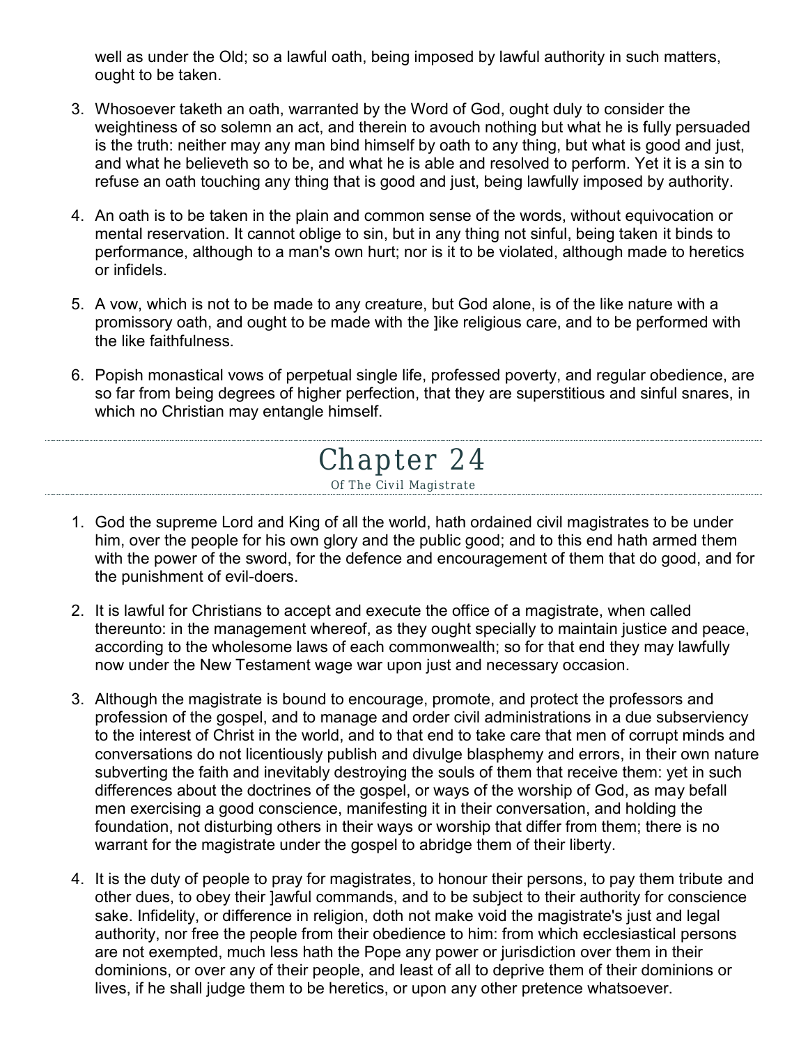well as under the Old; so a lawful oath, being imposed by lawful authority in such matters, ought to be taken.

3. Whosoever taketh an oath, warranted by the Word of God, ought duly to consider the weightiness of so solemn an act, and therein to avouch nothing but what he is fully persuaded is the truth: neither may any man bind himself by oath to any thing, but what is good and just, and what he believeth so to be, and what he is able and resolved to perform. Yet it is a sin to refuse an oath touching any thing that is good and just, being lawfully imposed by authority.

4. An oath is to be taken in the plain and common sense of the words, without equivocation or mental reservation. It cannot oblige to sin, but in any thing not sinful, being taken it binds to performance, although to a man's own hurt; nor is it to be violated, although made to heretics or infidels.

5. A vow, which is not to be made to any creature, but God alone, is of the like nature with a promissory oath, and ought to be made with the ]ike religious care, and to be performed with the like faithfulness.

6. Popish monastical vows of perpetual single life, professed poverty, and regular obedience, are so far from being degrees of higher perfection, that they are superstitious and sinful snares, in which no Christian may entangle himself.

## Chapter 24

Of The Civil Magistrate

1. God the supreme Lord and King of all the world, hath ordained civil magistrates to be under him, over the people for his own glory and the public good; and to this end hath armed them with the power of the sword, for the defence and encouragement of them that do good, and for the punishment of evil-doers.

2. It is lawful for Christians to accept and execute the office of a magistrate, when called thereunto: in the management whereof, as they ought specially to maintain justice and peace, according to the wholesome laws of each commonwealth; so for that end they may lawfully now under the New Testament wage war upon just and necessary occasion.

3. Although the magistrate is bound to encourage, promote, and protect the professors and profession of the gospel, and to manage and order civil administrations in a due subserviency to the interest of Christ in the world, and to that end to take care that men of corrupt minds and conversations do not licentiously publish and divulge blasphemy and errors, in their own nature subverting the faith and inevitably destroying the souls of them that receive them: yet in such differences about the doctrines of the gospel, or ways of the worship of God, as may befall men exercising a good conscience, manifesting it in their conversation, and holding the foundation, not disturbing others in their ways or worship that differ from them; there is no warrant for the magistrate under the gospel to abridge them of their liberty.

4. It is the duty of people to pray for magistrates, to honour their persons, to pay them tribute and other dues, to obey their ]awful commands, and to be subject to their authority for conscience sake. Infidelity, or difference in religion, doth not make void the magistrate's just and legal authority, nor free the people from their obedience to him: from which ecclesiastical persons are not exempted, much less hath the Pope any power or jurisdiction over them in their dominions, or over any of their people, and least of all to deprive them of their dominions or lives, if he shall judge them to be heretics, or upon any other pretence whatsoever.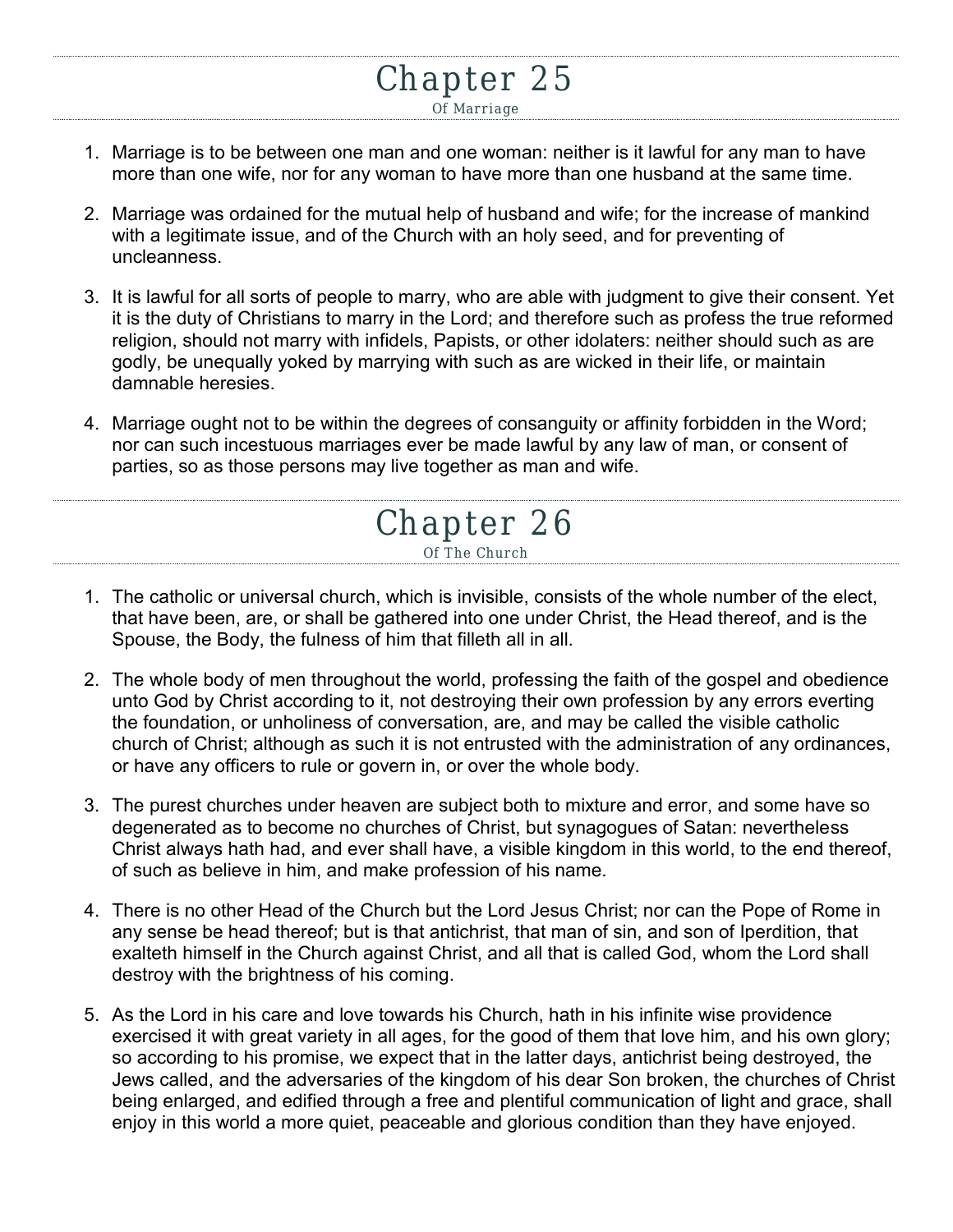# Chapter 25

Of Marriage

1. Marriage is to be between one man and one woman: neither is it lawful for any man to have more than one wife, nor for any woman to have more than one husband at the same time.

2. Marriage was ordained for the mutual help of husband and wife; for the increase of mankind with a legitimate issue, and of the Church with an holy seed, and for preventing of uncleanness.

3. It is lawful for all sorts of people to marry, who are able with judgment to give their consent. Yet it is the duty of Christians to marry in the Lord; and therefore such as profess the true reformed religion, should not marry with infidels, Papists, or other idolaters: neither should such as are godly, be unequally yoked by marrying with such as are wicked in their life, or maintain damnable heresies.

4. Marriage ought not to be within the degrees of consanguinity or affinity forbidden in the Word; nor can such incestuous marriages ever be made lawful by any law of man, or consent of parties, so as those persons may live together as man and wife.

# Chapter 26

Of The Church

1. The catholic or universal church, which is invisible, consists of the whole number of the elect, that have been, are, or shall be gathered into one under Christ, the Head thereof, and is the Spouse, the Body, the fulness of him that filleth all in all.

2. The whole body of men throughout the world, professing the faith of the gospel and obedience unto God by Christ according to it, not destroying their own profession by any errors everting the foundation, or unholiness of conversation, are, and may be called the visible catholic church of Christ; although as such it is not entrusted with the administration of any ordinances, or have any officers to rule or govern in, or over the whole body.

3. The purest churches under heaven are subject both to mixture and error, and some have so degenerated as to become no churches of Christ, but synagogues of Satan: nevertheless Christ always hath had, and ever shall have, a visible kingdom in this world, to the end thereof, of such as believe in him, and make profession of his name.

4. There is no other Head of the Church but the Lord Jesus Christ; nor can the Pope of Rome in any sense be head thereof; but is that antichrist, that man of sin, and son of Iperdition, that exalteth himself in the Church against Christ, and all that is called God, whom the Lord shall destroy with the brightness of his coming.

5. As the Lord in his care and love towards his Church, hath in his infinite wise providence exercised it with great variety in all ages, for the good of them that love him, and his own glory; so according to his promise, we expect that in the latter days, antichrist being destroyed, the Jews called, and the adversaries of the kingdom of his dear Son broken, the churches of Christ being enlarged, and edified through a free and plentiful communication of light and grace, shall enjoy in this world a more quiet, peaceable and glorious condition than they have enjoyed.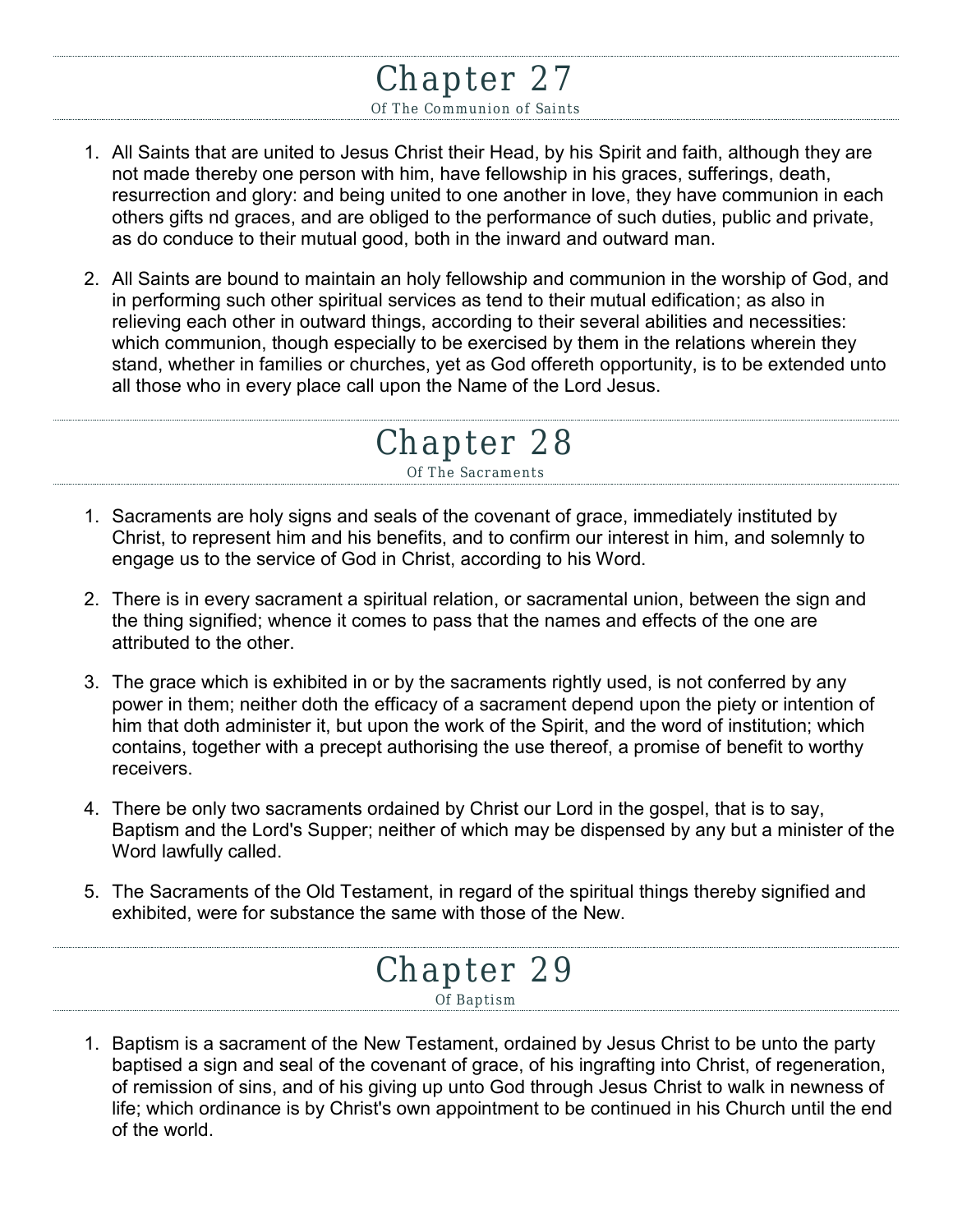# Chapter 27

Of The Communion of Saints

1. All Saints that are united to Jesus Christ their Head, by his Spirit and faith, although they are not made thereby one person with him, have fellowship in his graces, sufferings, death, resurrection and glory: and being united to one another in love, they have communion in each others gifts nd graces, and are obliged to the performance of such duties, public and private, as do conduce to their mutual good, both in the inward and outward man.

2. All Saints are bound to maintain an holy fellowship and communion in the worship of God, and in performing such other spiritual services as tend to their mutual edification; as also in relieving each other in outward things, according to their several abilities and necessities: which communion, though especially to be exercised by them in the relations wherein they stand, whether in families or churches, yet as God offereth opportunity, is to be extended unto all those who in every place call upon the Name of the Lord Jesus.

# Chapter 28

Of The Sacraments

1. Sacraments are holy signs and seals of the covenant of grace, immediately instituted by Christ, to represent him and his benefits, and to confirm our interest in him, and solemnly to engage us to the service of God in Christ, according to his Word.

2. There is in every sacrament a spiritual relation, or sacramental union, between the sign and the thing signified; whence it comes to pass that the names and effects of the one are attributed to the other.

3. The grace which is exhibited in or by the sacraments rightly used, is not conferred by any power in them; neither doth the efficacy of a sacrament depend upon the piety or intention of him that doth administer it, but upon the work of the Spirit, and the word of institution; which contains, together with a precept authorising the use thereof, a promise of benefit to worthy receivers.

4. There be only two sacraments ordained by Christ our Lord in the gospel, that is to say, Baptism and the Lord's Supper; neither of which may be dispensed by any but a minister of the Word lawfully called.

5. The Sacraments of the Old Testament, in regard of the spiritual things thereby signified and exhibited, were for substance the same with those of the New.

# Chapter 29

Of Baptism

1. Baptism is a sacrament of the New Testament, ordained by Jesus Christ to be unto the party baptised a sign and seal of the covenant of grace, of his ingrafting into Christ, of regeneration, of remission of sins, and of his giving up unto God through Jesus Christ to walk in newness of life; which ordinance is by Christ's own appointment to be continued in his Church until the end of the world.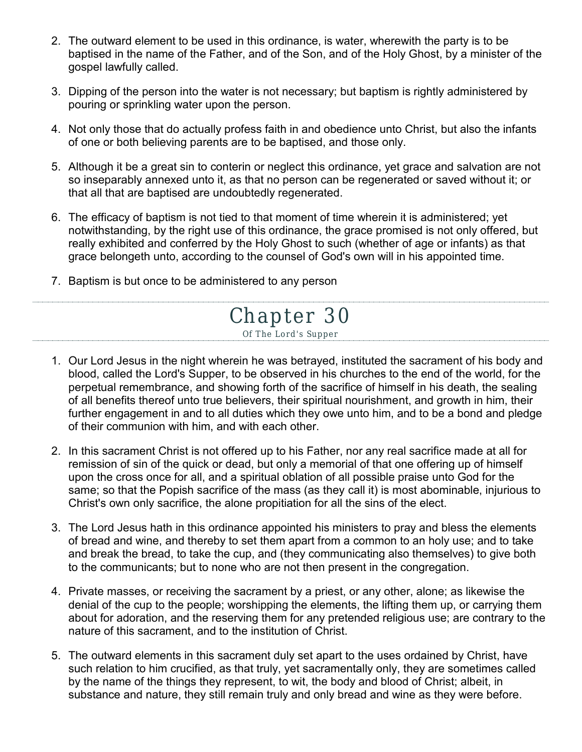2. The outward element to be used in this ordinance, is water, wherewith the party is to be baptised in the name of the Father, and of the Son, and of the Holy Ghost, by a minister of the gospel lawfully called.

3. Dipping of the person into the water is not necessary; but baptism is rightly administered by pouring or sprinkling water upon the person.

4. Not only those that do actually profess faith in and obedience unto Christ, but also the infants of one or both believing parents are to be baptised, and those only.

5. Although it be a great sin to conterin or neglect this ordinance, yet grace and salvation are not so inseparably annexed unto it, as that no person can be regenerated or saved without it; or that all that are baptised are undoubtedly regenerated.

6. The efficacy of baptism is not tied to that moment of time wherein it is administered; yet notwithstanding, by the right use of this ordinance, the grace promised is not only offered, but really exhibited and conferred by the Holy Ghost to such (whether of age or infants) as that grace belongeth unto, according to the counsel of God's own will in his appointed time.

7. Baptism is but once to be administered to any person

## Chapter 30

Of The Lord's Supper

1. Our Lord Jesus in the night wherein he was betrayed, instituted the sacrament of his body and blood, called the Lord's Supper, to be observed in his churches to the end of the world, for the perpetual remembrance, and showing forth of the sacrifice of himself in his death, the sealing of all benefits thereof unto true believers, their spiritual nourishment, and growth in him, their further engagement in and to all duties which they owe unto him, and to be a bond and pledge of their communion with him, and with each other.

2. In this sacrament Christ is not offered up to his Father, nor any real sacrifice made at all for remission of sin of the quick or dead, but only a memorial of that one offering up of himself upon the cross once for all, and a spiritual oblation of all possible praise unto God for the same; so that the Popish sacrifice of the mass (as they call it) is most abominable, injurious to Christ's own only sacrifice, the alone propitiation for all the sins of the elect.

3. The Lord Jesus hath in this ordinance appointed his ministers to pray and bless the elements of bread and wine, and thereby to set them apart from a common to an holy use; and to take and break the bread, to take the cup, and (they communicating also themselves) to give both to the communicants; but to none who are not then present in the congregation.

4. Private masses, or receiving the sacrament by a priest, or any other, alone; as likewise the denial of the cup to the people; worshipping the elements, the lifting them up, or carrying them about for adoration, and the reserving them for any pretended religious use; are contrary to the nature of this sacrament, and to the institution of Christ.

5. The outward elements in this sacrament duly set apart to the uses ordained by Christ, have such relation to him crucified, as that truly, yet sacramentally only, they are sometimes called by the name of the things they represent, to wit, the body and blood of Christ; albeit, in substance and nature, they still remain truly and only bread and wine as they were before.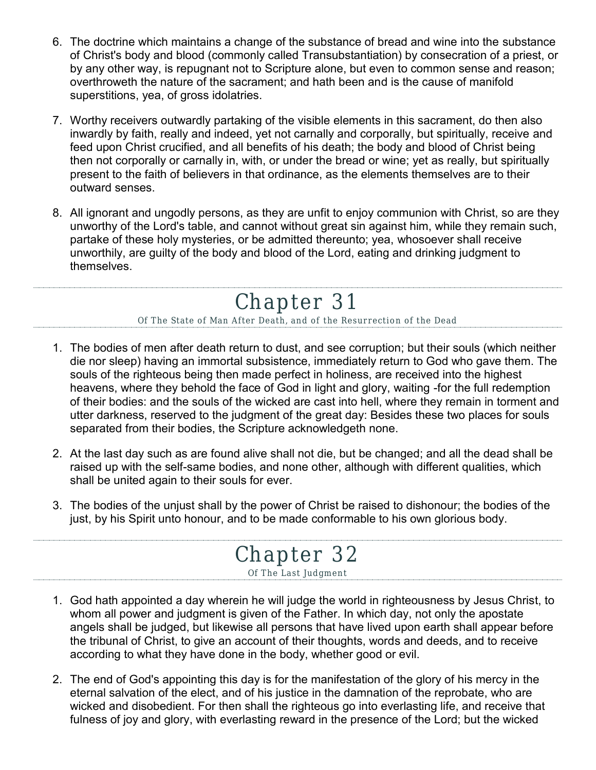6. The doctrine which maintains a change of the substance of bread and wine into the substance of Christ's body and blood (commonly called Transubstantiation) by consecration of a priest, or by any other way, is repugnant not to Scripture alone, but even to common sense and reason; overthroweth the nature of the sacrament; and hath been and is the cause of manifold superstitions, yea, of gross idolatries.

7. Worthy receivers outwardly partaking of the visible elements in this sacrament, do then also inwardly by faith, really and indeed, yet not carnally and corporally, but spiritually, receive and feed upon Christ crucified, and all benefits of his death; the body and blood of Christ being then not corporally or carnally in, with, or under the bread or wine; yet as really, but spiritually present to the faith of believers in that ordinance, as the elements themselves are to their outward senses.

8. All ignorant and ungodly persons, as they are unfit to enjoy communion with Christ, so are they unworthy of the Lord's table, and cannot without great sin against him, while they remain such, partake of these holy mysteries, or be admitted thereunto; yea, whosoever shall receive unworthily, are guilty of the body and blood of the Lord, eating and drinking judgment to themselves.

# Chapter 31

Of The State of Man After Death, and of the Resurrection of the Dead

1. The bodies of men after death return to dust, and see corruption; but their souls (which neither die nor sleep) having an immortal subsistence, immediately return to God who gave them. The souls of the righteous being then made perfect in holiness, are received into the highest heavens, where they behold the face of God in light and glory, waiting -for the full redemption of their bodies: and the souls of the wicked are cast into hell, where they remain in torment and utter darkness, reserved to the judgment of the great day: Besides these two places for souls separated from their bodies, the Scripture acknowledgeth none.

2. At the last day such as are found alive shall not die, but be changed; and all the dead shall be raised up with the self-same bodies, and none other, although with different qualities, which shall be united again to their souls for ever.

3. The bodies of the unjust shall by the power of Christ be raised to dishonour; the bodies of the just, by his Spirit unto honour, and to be made conformable to his own glorious body.

# Chapter 32

Of The Last Judgment

1. God hath appointed a day wherein he will judge the world in righteousness by Jesus Christ, to whom all power and judgment is given of the Father. In which day, not only the apostate angels shall be judged, but likewise all persons that have lived upon earth shall appear before the tribunal of Christ, to give an account of their thoughts, words and deeds, and to receive according to what they have done in the body, whether good or evil.

2. The end of God's appointing this day is for the manifestation of the glory of his mercy in the eternal salvation of the elect, and of his justice in the damnation of the reprobate, who are wicked and disobedient. For then shall the righteous go into everlasting life, and receive that fulness of joy and glory, with everlasting reward in the presence of the Lord; but the wicked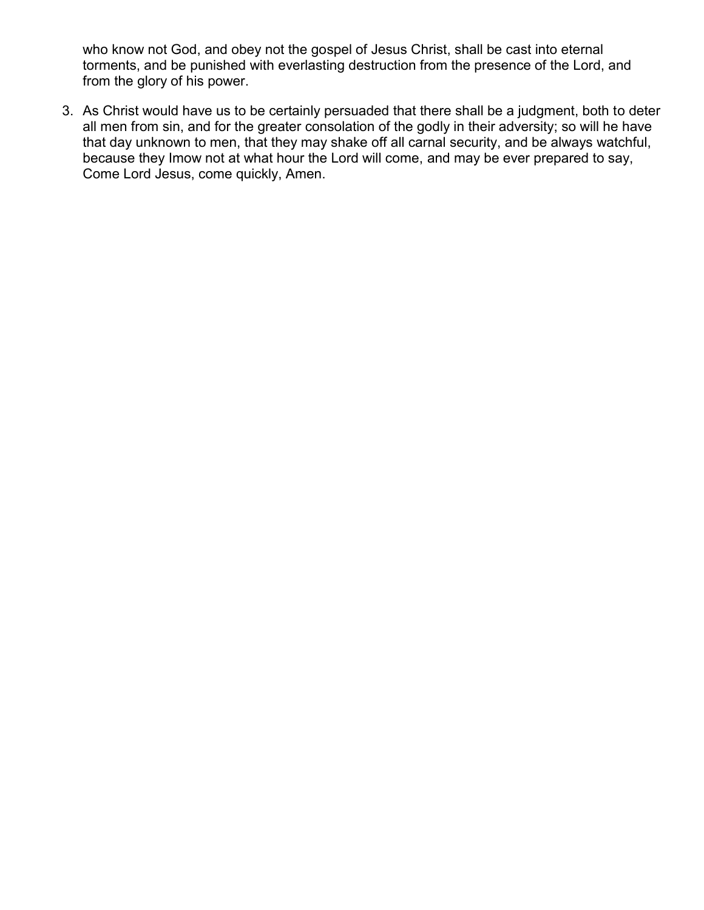who know not God, and obey not the gospel of Jesus Christ, shall be cast into eternal torments, and be punished with everlasting destruction from the presence of the Lord, and from the glory of his power.

3. As Christ would have us to be certainly persuaded that there shall be a judgment, both to deter all men from sin, and for the greater consolation of the godly in their adversity; so will he have that day unknown to men, that they may shake off all carnal security, and be always watchful, because they Imow not at what hour the Lord will come, and may be ever prepared to say, Come Lord Jesus, come quickly, Amen.